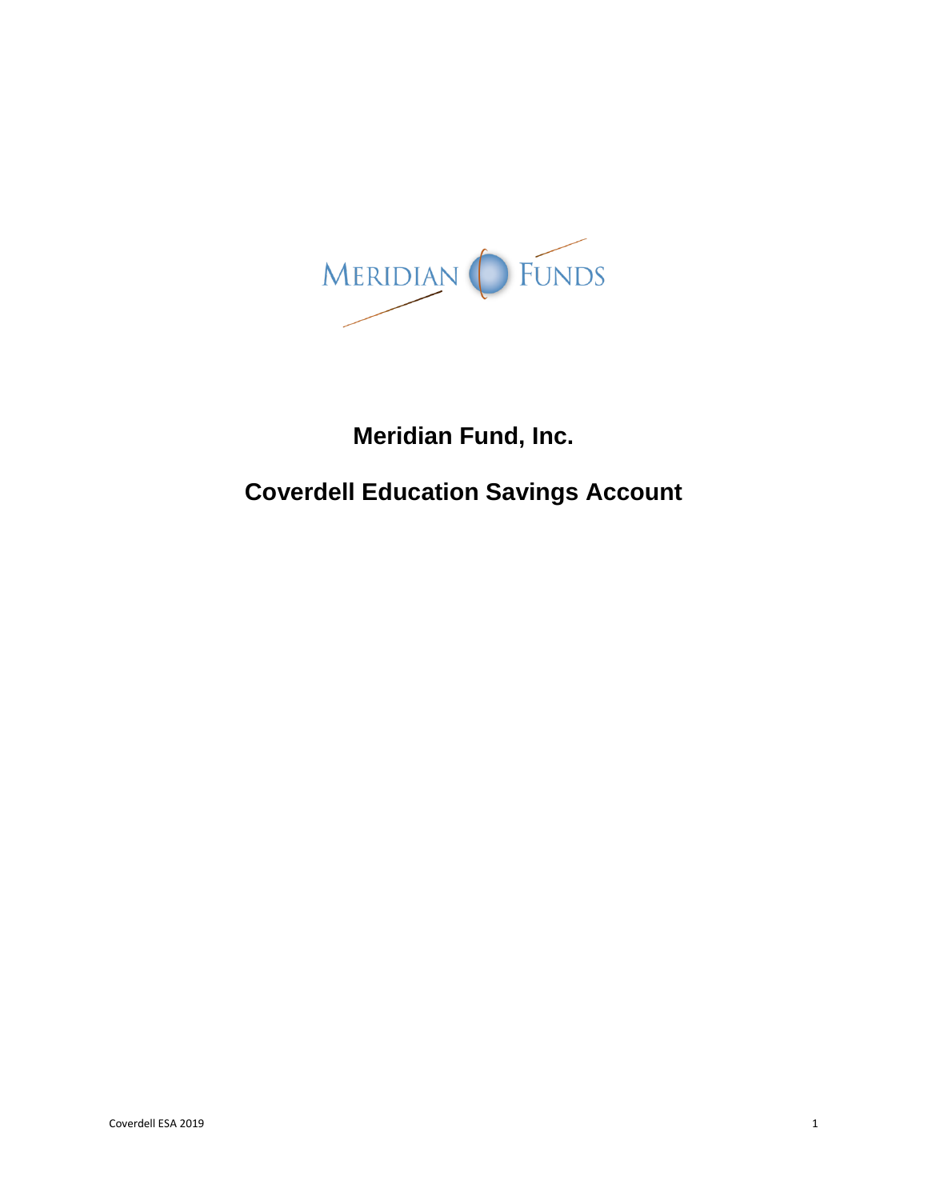MERIDIAN FUNDS

# Meridian Fund, Inc.

# Coverdell Education Savings Account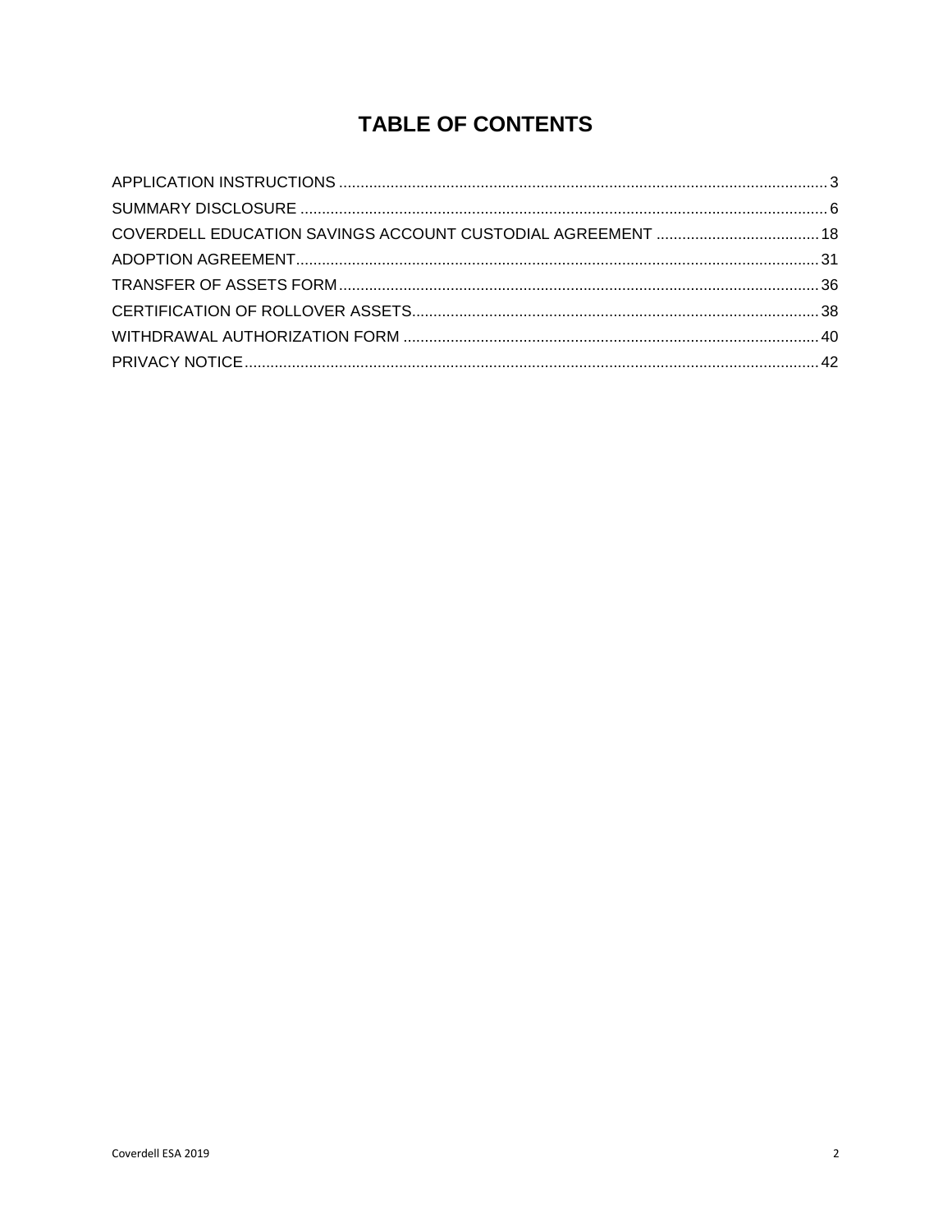# TABLE OF CONTENTS

APPLICATION INSTRUCTIONS ........................................................................................................... 3
SUMMARY DISCLOSURE ................................................................................................................ 6
COVERDELL EDUCATION SAVINGS ACCOUNT CUSTODIAL AGREEMENT ...................................... 18
ADOPTION AGREEMENT ............................................................................................................... 31
TRANSFER OF ASSETS FORM ......................................................................................................... 36
CERTIFICATION OF ROLLOVER ASSETS ......................................................................................... 38
WITHDRAWAL AUTHORIZATION FORM ......................................................................................... 40
PRIVACY NOTICE ........................................................................................................................... 42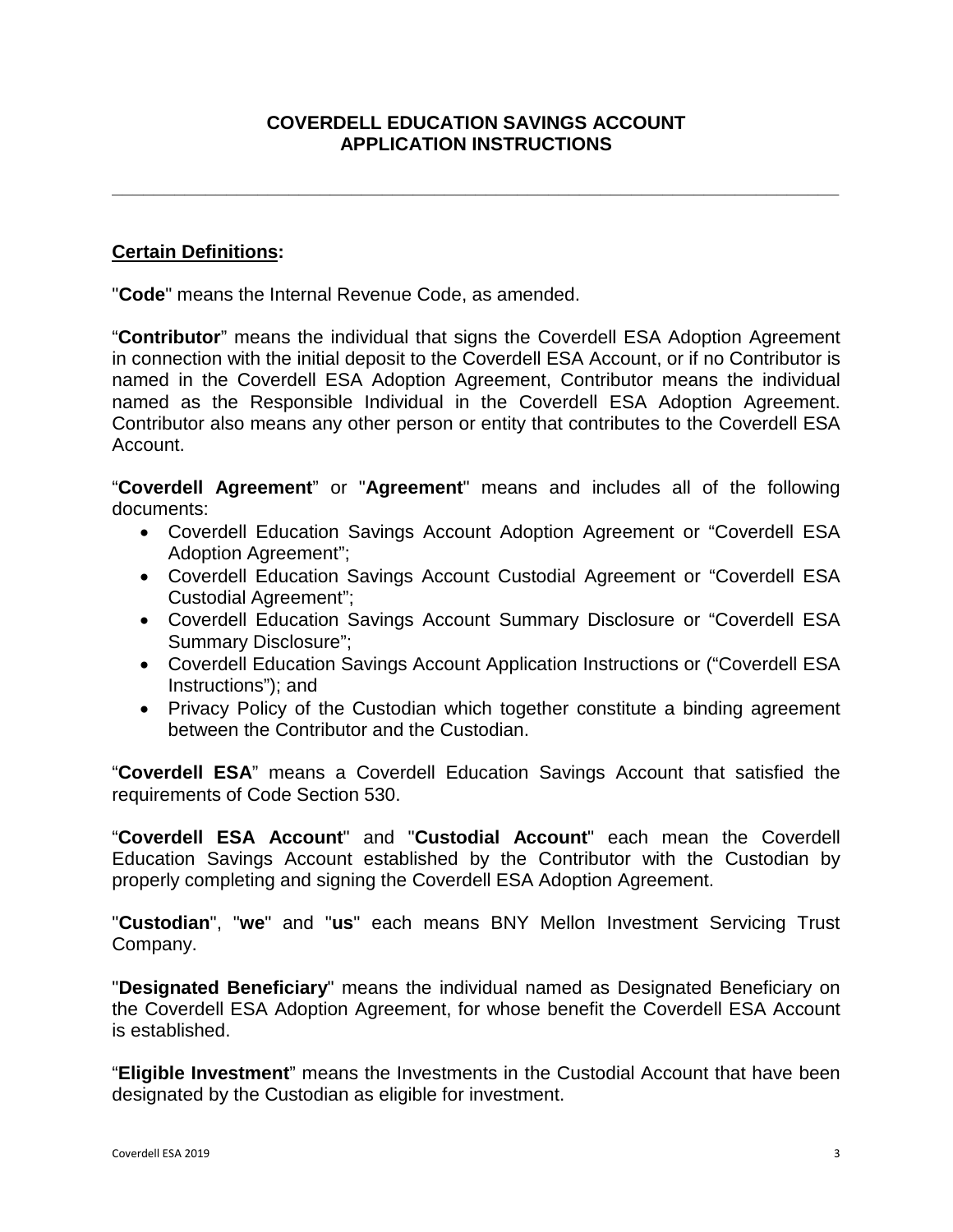# COVERDELL EDUCATION SAVINGS ACCOUNT
# APPLICATION INSTRUCTIONS

---

**Certain Definitions:**

"**Code**" means the Internal Revenue Code, as amended.

"**Contributor**" means the individual that signs the Coverdell ESA Adoption Agreement in connection with the initial deposit to the Coverdell ESA Account, or if no Contributor is named in the Coverdell ESA Adoption Agreement, Contributor means the individual named as the Responsible Individual in the Coverdell ESA Adoption Agreement. Contributor also means any other person or entity that contributes to the Coverdell ESA Account.

"**Coverdell Agreement**" or "**Agreement**" means and includes all of the following documents:

- Coverdell Education Savings Account Adoption Agreement or "Coverdell ESA Adoption Agreement";
- Coverdell Education Savings Account Custodial Agreement or "Coverdell ESA Custodial Agreement";
- Coverdell Education Savings Account Summary Disclosure or "Coverdell ESA Summary Disclosure";
- Coverdell Education Savings Account Application Instructions or ("Coverdell ESA Instructions"); and
- Privacy Policy of the Custodian which together constitute a binding agreement between the Contributor and the Custodian.

"**Coverdell ESA**" means a Coverdell Education Savings Account that satisfied the requirements of Code Section 530.

"**Coverdell ESA Account**" and "**Custodial Account**" each mean the Coverdell Education Savings Account established by the Contributor with the Custodian by properly completing and signing the Coverdell ESA Adoption Agreement.

"**Custodian**", "**we**" and "**us**" each means BNY Mellon Investment Servicing Trust Company.

"**Designated Beneficiary**" means the individual named as Designated Beneficiary on the Coverdell ESA Adoption Agreement, for whose benefit the Coverdell ESA Account is established.

"**Eligible Investment**" means the Investments in the Custodial Account that have been designated by the Custodian as eligible for investment.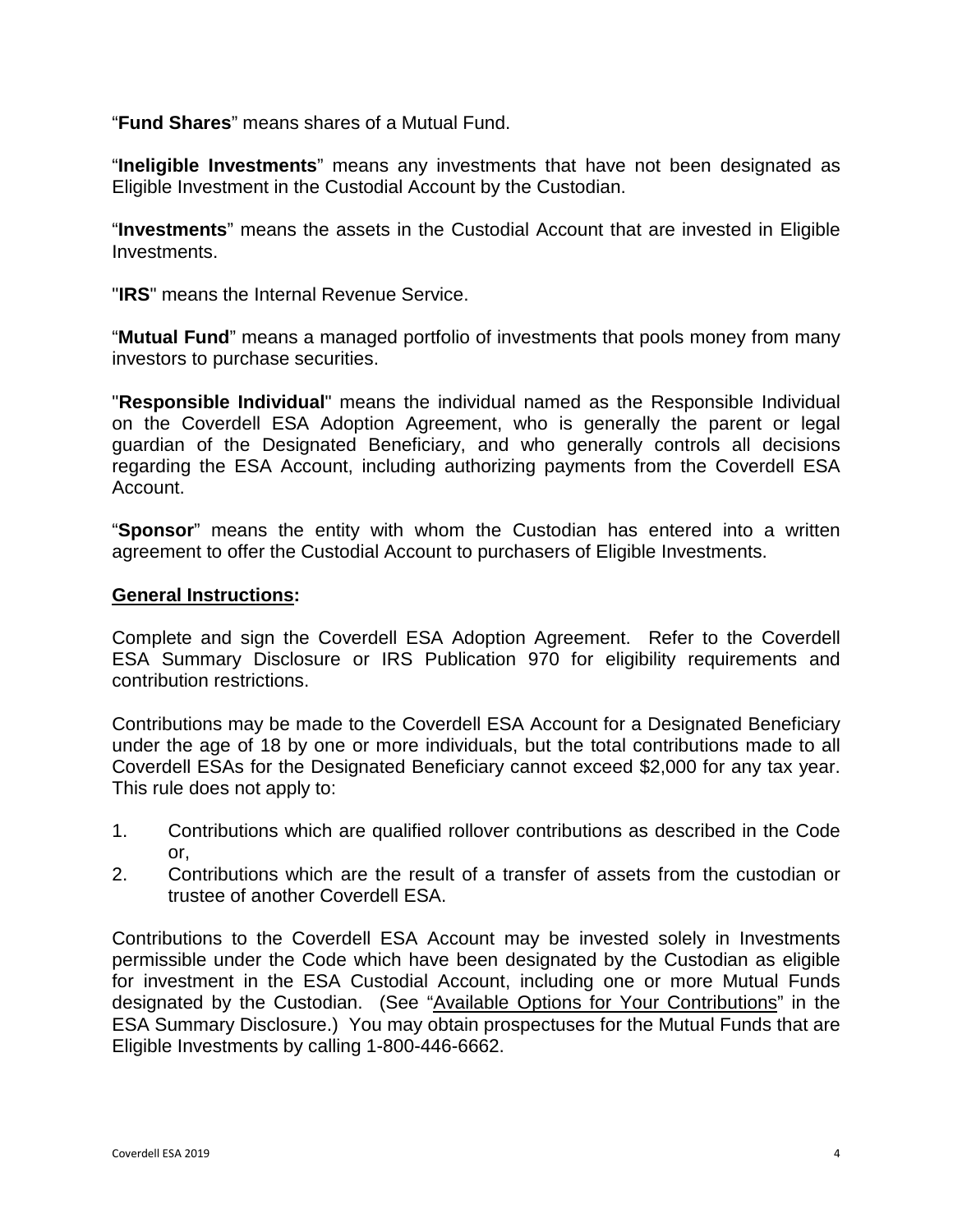"**Fund Shares**" means shares of a Mutual Fund.

"**Ineligible Investments**" means any investments that have not been designated as Eligible Investment in the Custodial Account by the Custodian.

"**Investments**" means the assets in the Custodial Account that are invested in Eligible Investments.

"**IRS**" means the Internal Revenue Service.

"**Mutual Fund**" means a managed portfolio of investments that pools money from many investors to purchase securities.

"**Responsible Individual**" means the individual named as the Responsible Individual on the Coverdell ESA Adoption Agreement, who is generally the parent or legal guardian of the Designated Beneficiary, and who generally controls all decisions regarding the ESA Account, including authorizing payments from the Coverdell ESA Account.

"**Sponsor**" means the entity with whom the Custodian has entered into a written agreement to offer the Custodial Account to purchasers of Eligible Investments.

**General Instructions:**

Complete and sign the Coverdell ESA Adoption Agreement. Refer to the Coverdell ESA Summary Disclosure or IRS Publication 970 for eligibility requirements and contribution restrictions.

Contributions may be made to the Coverdell ESA Account for a Designated Beneficiary under the age of 18 by one or more individuals, but the total contributions made to all Coverdell ESAs for the Designated Beneficiary cannot exceed $2,000 for any tax year. This rule does not apply to:

1. Contributions which are qualified rollover contributions as described in the Code or,
2. Contributions which are the result of a transfer of assets from the custodian or trustee of another Coverdell ESA.

Contributions to the Coverdell ESA Account may be invested solely in Investments permissible under the Code which have been designated by the Custodian as eligible for investment in the ESA Custodial Account, including one or more Mutual Funds designated by the Custodian. (See "Available Options for Your Contributions" in the ESA Summary Disclosure.) You may obtain prospectuses for the Mutual Funds that are Eligible Investments by calling 1-800-446-6662.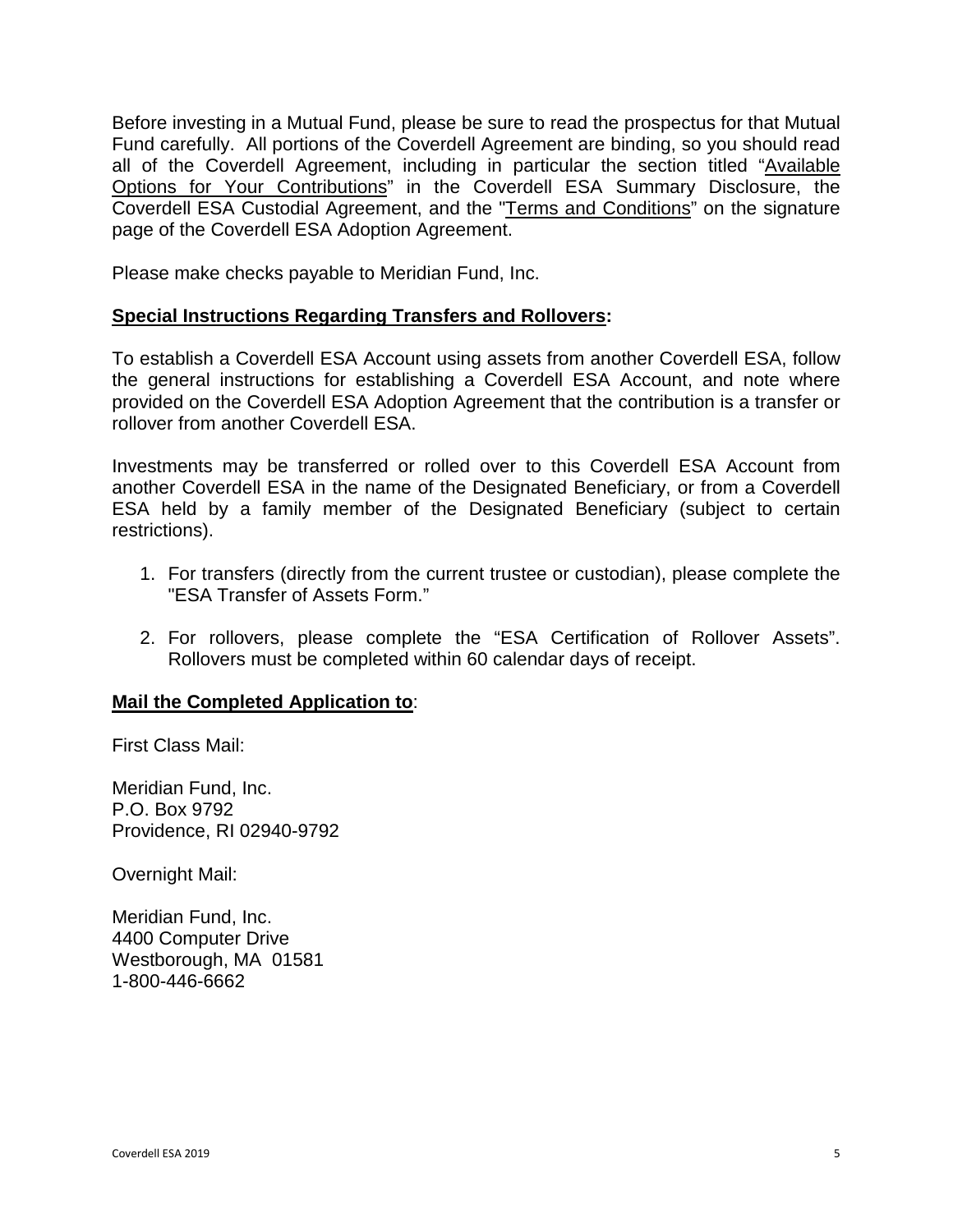Before investing in a Mutual Fund, please be sure to read the prospectus for that Mutual Fund carefully. All portions of the Coverdell Agreement are binding, so you should read all of the Coverdell Agreement, including in particular the section titled "Available Options for Your Contributions" in the Coverdell ESA Summary Disclosure, the Coverdell ESA Custodial Agreement, and the "Terms and Conditions" on the signature page of the Coverdell ESA Adoption Agreement.

Please make checks payable to Meridian Fund, Inc.

**Special Instructions Regarding Transfers and Rollovers:**

To establish a Coverdell ESA Account using assets from another Coverdell ESA, follow the general instructions for establishing a Coverdell ESA Account, and note where provided on the Coverdell ESA Adoption Agreement that the contribution is a transfer or rollover from another Coverdell ESA.

Investments may be transferred or rolled over to this Coverdell ESA Account from another Coverdell ESA in the name of the Designated Beneficiary, or from a Coverdell ESA held by a family member of the Designated Beneficiary (subject to certain restrictions).

1. For transfers (directly from the current trustee or custodian), please complete the "ESA Transfer of Assets Form."
2. For rollovers, please complete the "ESA Certification of Rollover Assets". Rollovers must be completed within 60 calendar days of receipt.

**Mail the Completed Application to**:

First Class Mail:

Meridian Fund, Inc.
P.O. Box 9792
Providence, RI 02940-9792

Overnight Mail:

Meridian Fund, Inc.
4400 Computer Drive
Westborough, MA 01581
1-800-446-6662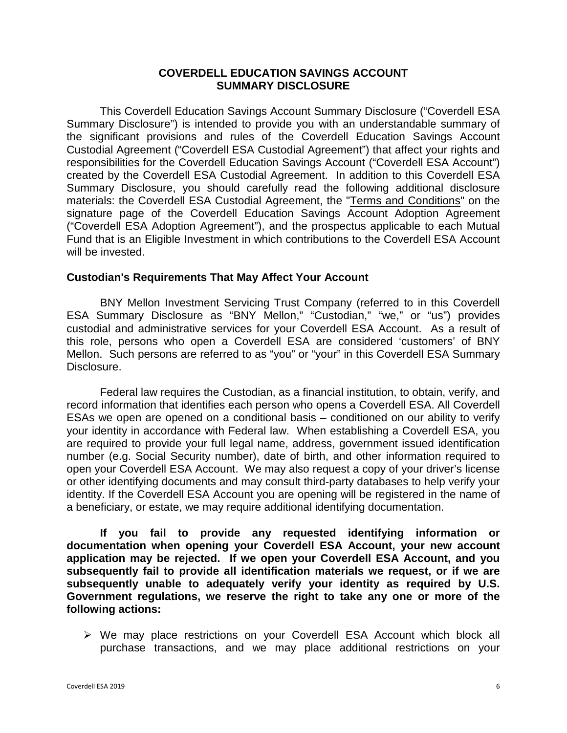# COVERDELL EDUCATION SAVINGS ACCOUNT SUMMARY DISCLOSURE

This Coverdell Education Savings Account Summary Disclosure ("Coverdell ESA Summary Disclosure") is intended to provide you with an understandable summary of the significant provisions and rules of the Coverdell Education Savings Account Custodial Agreement ("Coverdell ESA Custodial Agreement") that affect your rights and responsibilities for the Coverdell Education Savings Account ("Coverdell ESA Account") created by the Coverdell ESA Custodial Agreement. In addition to this Coverdell ESA Summary Disclosure, you should carefully read the following additional disclosure materials: the Coverdell ESA Custodial Agreement, the "Terms and Conditions" on the signature page of the Coverdell Education Savings Account Adoption Agreement ("Coverdell ESA Adoption Agreement"), and the prospectus applicable to each Mutual Fund that is an Eligible Investment in which contributions to the Coverdell ESA Account will be invested.

### Custodian's Requirements That May Affect Your Account

BNY Mellon Investment Servicing Trust Company (referred to in this Coverdell ESA Summary Disclosure as "BNY Mellon," "Custodian," "we," or "us") provides custodial and administrative services for your Coverdell ESA Account. As a result of this role, persons who open a Coverdell ESA are considered 'customers' of BNY Mellon. Such persons are referred to as "you" or "your" in this Coverdell ESA Summary Disclosure.

Federal law requires the Custodian, as a financial institution, to obtain, verify, and record information that identifies each person who opens a Coverdell ESA. All Coverdell ESAs we open are opened on a conditional basis – conditioned on our ability to verify your identity in accordance with Federal law. When establishing a Coverdell ESA, you are required to provide your full legal name, address, government issued identification number (e.g. Social Security number), date of birth, and other information required to open your Coverdell ESA Account. We may also request a copy of your driver's license or other identifying documents and may consult third-party databases to help verify your identity. If the Coverdell ESA Account you are opening will be registered in the name of a beneficiary, or estate, we may require additional identifying documentation.

**If you fail to provide any requested identifying information or documentation when opening your Coverdell ESA Account, your new account application may be rejected. If we open your Coverdell ESA Account, and you subsequently fail to provide all identification materials we request, or if we are subsequently unable to adequately verify your identity as required by U.S. Government regulations, we reserve the right to take any one or more of the following actions:**

- We may place restrictions on your Coverdell ESA Account which block all purchase transactions, and we may place additional restrictions on your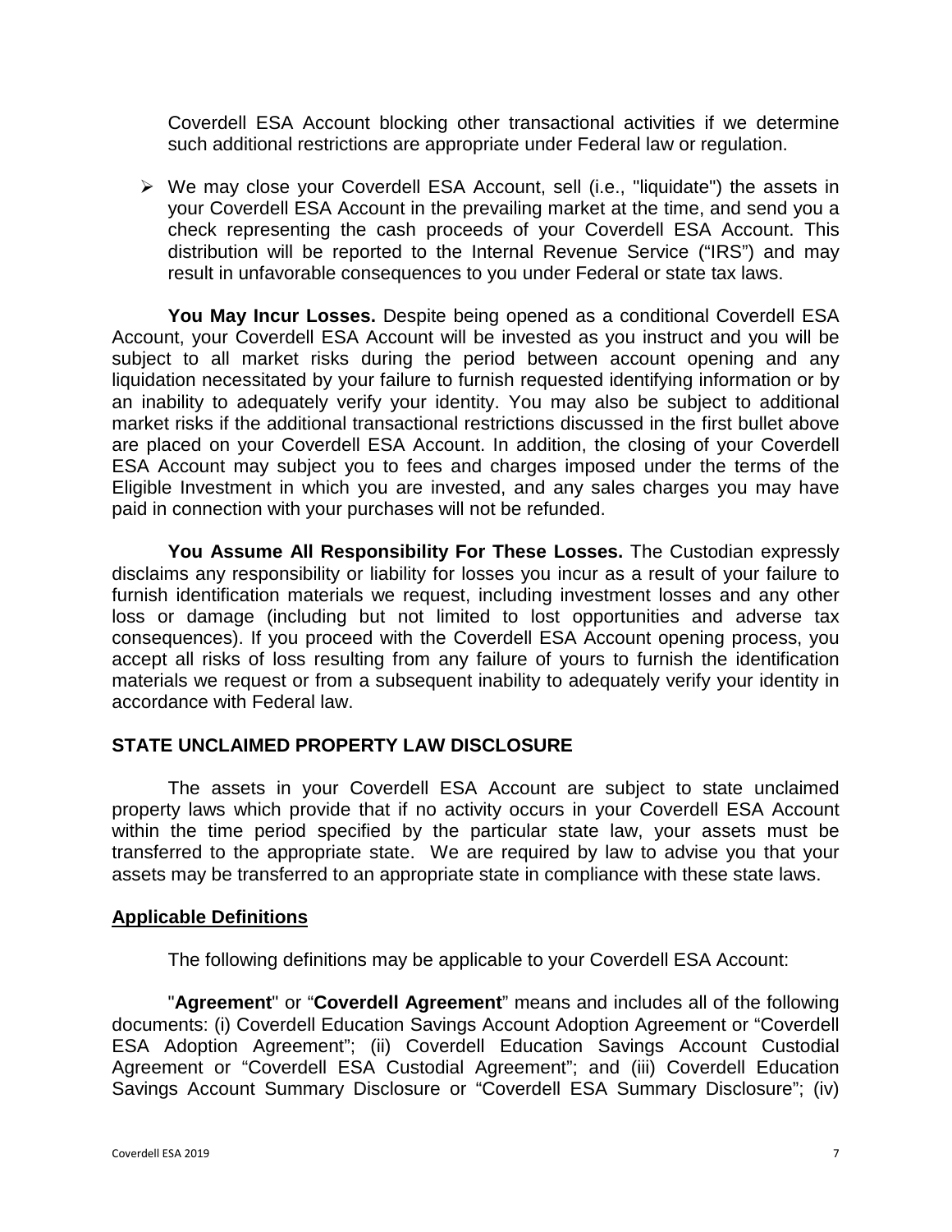Coverdell ESA Account blocking other transactional activities if we determine such additional restrictions are appropriate under Federal law or regulation.

- We may close your Coverdell ESA Account, sell (i.e., "liquidate") the assets in your Coverdell ESA Account in the prevailing market at the time, and send you a check representing the cash proceeds of your Coverdell ESA Account. This distribution will be reported to the Internal Revenue Service ("IRS") and may result in unfavorable consequences to you under Federal or state tax laws.

**You May Incur Losses.** Despite being opened as a conditional Coverdell ESA Account, your Coverdell ESA Account will be invested as you instruct and you will be subject to all market risks during the period between account opening and any liquidation necessitated by your failure to furnish requested identifying information or by an inability to adequately verify your identity. You may also be subject to additional market risks if the additional transactional restrictions discussed in the first bullet above are placed on your Coverdell ESA Account. In addition, the closing of your Coverdell ESA Account may subject you to fees and charges imposed under the terms of the Eligible Investment in which you are invested, and any sales charges you may have paid in connection with your purchases will not be refunded.

**You Assume All Responsibility For These Losses.** The Custodian expressly disclaims any responsibility or liability for losses you incur as a result of your failure to furnish identification materials we request, including investment losses and any other loss or damage (including but not limited to lost opportunities and adverse tax consequences). If you proceed with the Coverdell ESA Account opening process, you accept all risks of loss resulting from any failure of yours to furnish the identification materials we request or from a subsequent inability to adequately verify your identity in accordance with Federal law.

## STATE UNCLAIMED PROPERTY LAW DISCLOSURE

The assets in your Coverdell ESA Account are subject to state unclaimed property laws which provide that if no activity occurs in your Coverdell ESA Account within the time period specified by the particular state law, your assets must be transferred to the appropriate state. We are required by law to advise you that your assets may be transferred to an appropriate state in compliance with these state laws.

## Applicable Definitions

The following definitions may be applicable to your Coverdell ESA Account:

"**Agreement**" or "**Coverdell Agreement**" means and includes all of the following documents: (i) Coverdell Education Savings Account Adoption Agreement or "Coverdell ESA Adoption Agreement"; (ii) Coverdell Education Savings Account Custodial Agreement or "Coverdell ESA Custodial Agreement"; and (iii) Coverdell Education Savings Account Summary Disclosure or "Coverdell ESA Summary Disclosure"; (iv)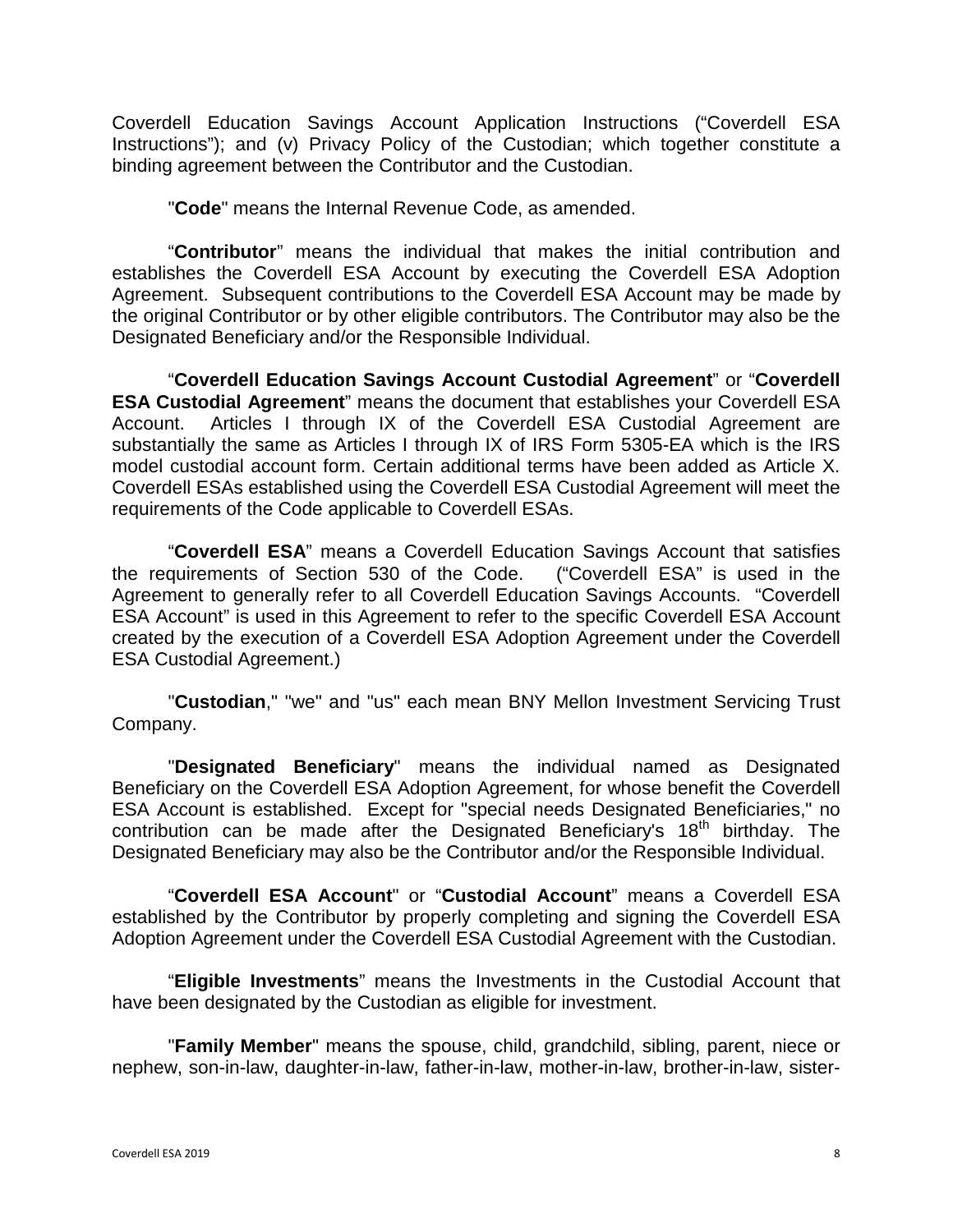Coverdell Education Savings Account Application Instructions ("Coverdell ESA Instructions"); and (v) Privacy Policy of the Custodian; which together constitute a binding agreement between the Contributor and the Custodian.

"**Code**" means the Internal Revenue Code, as amended.

"**Contributor**" means the individual that makes the initial contribution and establishes the Coverdell ESA Account by executing the Coverdell ESA Adoption Agreement. Subsequent contributions to the Coverdell ESA Account may be made by the original Contributor or by other eligible contributors. The Contributor may also be the Designated Beneficiary and/or the Responsible Individual.

"**Coverdell Education Savings Account Custodial Agreement**" or "**Coverdell ESA Custodial Agreement**" means the document that establishes your Coverdell ESA Account. Articles I through IX of the Coverdell ESA Custodial Agreement are substantially the same as Articles I through IX of IRS Form 5305-EA which is the IRS model custodial account form. Certain additional terms have been added as Article X. Coverdell ESAs established using the Coverdell ESA Custodial Agreement will meet the requirements of the Code applicable to Coverdell ESAs.

"**Coverdell ESA**" means a Coverdell Education Savings Account that satisfies the requirements of Section 530 of the Code. ("Coverdell ESA" is used in the Agreement to generally refer to all Coverdell Education Savings Accounts. "Coverdell ESA Account" is used in this Agreement to refer to the specific Coverdell ESA Account created by the execution of a Coverdell ESA Adoption Agreement under the Coverdell ESA Custodial Agreement.)

"**Custodian**," "we" and "us" each mean BNY Mellon Investment Servicing Trust Company.

"**Designated Beneficiary**" means the individual named as Designated Beneficiary on the Coverdell ESA Adoption Agreement, for whose benefit the Coverdell ESA Account is established. Except for "special needs Designated Beneficiaries," no contribution can be made after the Designated Beneficiary's 18th birthday. The Designated Beneficiary may also be the Contributor and/or the Responsible Individual.

"**Coverdell ESA Account**" or "**Custodial Account**" means a Coverdell ESA established by the Contributor by properly completing and signing the Coverdell ESA Adoption Agreement under the Coverdell ESA Custodial Agreement with the Custodian.

"**Eligible Investments**" means the Investments in the Custodial Account that have been designated by the Custodian as eligible for investment.

"**Family Member**" means the spouse, child, grandchild, sibling, parent, niece or nephew, son-in-law, daughter-in-law, father-in-law, mother-in-law, brother-in-law, sister-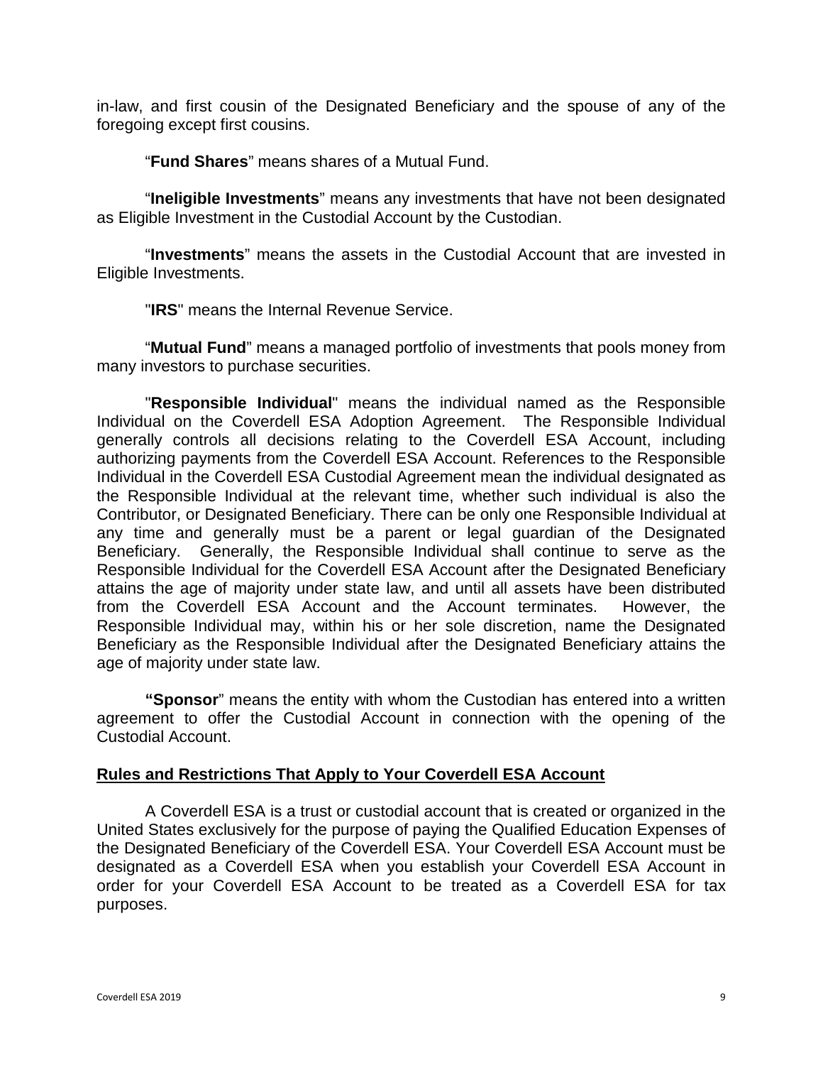in-law, and first cousin of the Designated Beneficiary and the spouse of any of the foregoing except first cousins.

“**Fund Shares**” means shares of a Mutual Fund.

“**Ineligible Investments**” means any investments that have not been designated as Eligible Investment in the Custodial Account by the Custodian.

“**Investments**” means the assets in the Custodial Account that are invested in Eligible Investments.

"**IRS**" means the Internal Revenue Service.

“**Mutual Fund**” means a managed portfolio of investments that pools money from many investors to purchase securities.

"**Responsible Individual**" means the individual named as the Responsible Individual on the Coverdell ESA Adoption Agreement. The Responsible Individual generally controls all decisions relating to the Coverdell ESA Account, including authorizing payments from the Coverdell ESA Account. References to the Responsible Individual in the Coverdell ESA Custodial Agreement mean the individual designated as the Responsible Individual at the relevant time, whether such individual is also the Contributor, or Designated Beneficiary. There can be only one Responsible Individual at any time and generally must be a parent or legal guardian of the Designated Beneficiary. Generally, the Responsible Individual shall continue to serve as the Responsible Individual for the Coverdell ESA Account after the Designated Beneficiary attains the age of majority under state law, and until all assets have been distributed from the Coverdell ESA Account and the Account terminates. However, the Responsible Individual may, within his or her sole discretion, name the Designated Beneficiary as the Responsible Individual after the Designated Beneficiary attains the age of majority under state law.

**“Sponsor**” means the entity with whom the Custodian has entered into a written agreement to offer the Custodial Account in connection with the opening of the Custodial Account.

## Rules and Restrictions That Apply to Your Coverdell ESA Account

A Coverdell ESA is a trust or custodial account that is created or organized in the United States exclusively for the purpose of paying the Qualified Education Expenses of the Designated Beneficiary of the Coverdell ESA. Your Coverdell ESA Account must be designated as a Coverdell ESA when you establish your Coverdell ESA Account in order for your Coverdell ESA Account to be treated as a Coverdell ESA for tax purposes.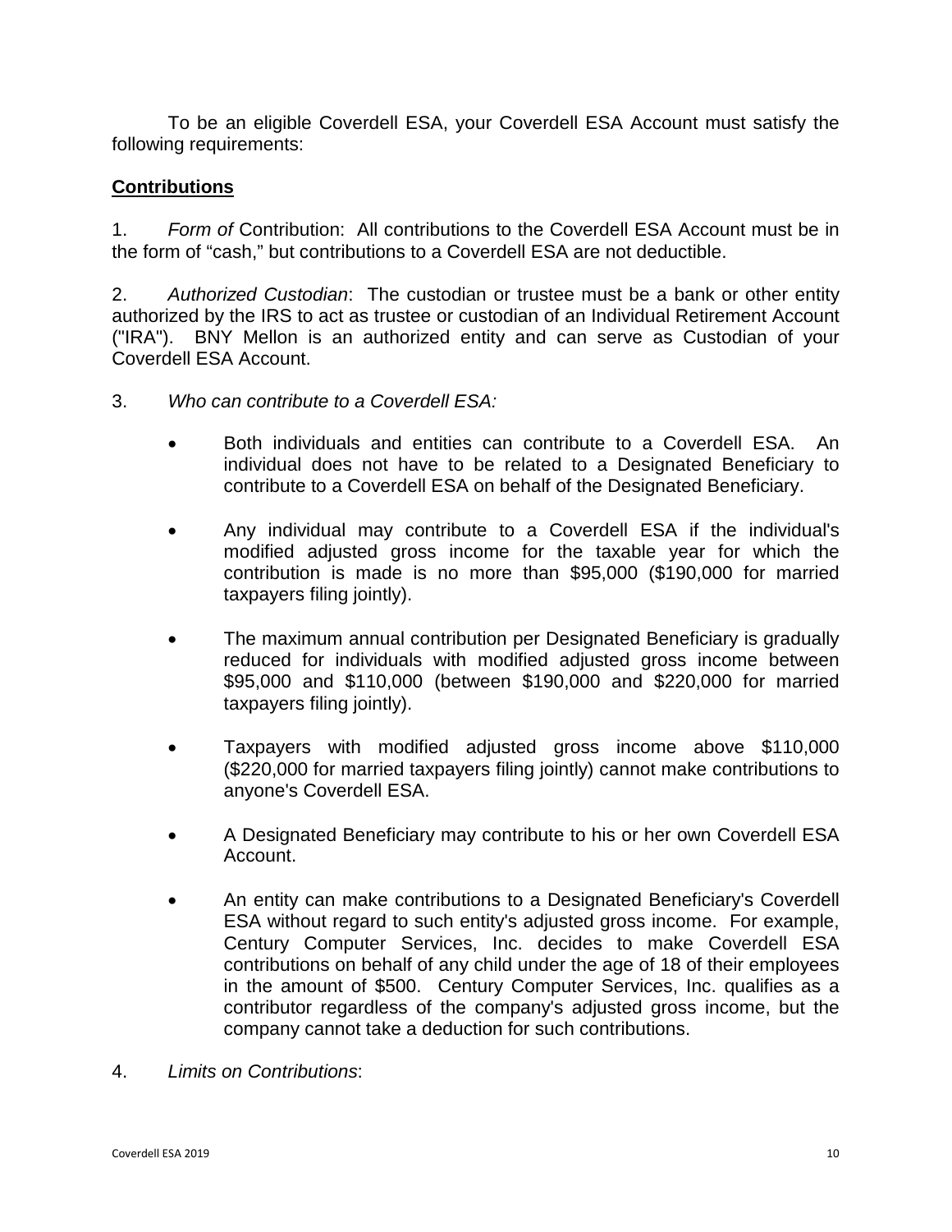To be an eligible Coverdell ESA, your Coverdell ESA Account must satisfy the following requirements:

**Contributions**

1. *Form of* Contribution: All contributions to the Coverdell ESA Account must be in the form of "cash," but contributions to a Coverdell ESA are not deductible.

2. *Authorized Custodian*: The custodian or trustee must be a bank or other entity authorized by the IRS to act as trustee or custodian of an Individual Retirement Account ("IRA"). BNY Mellon is an authorized entity and can serve as Custodian of your Coverdell ESA Account.

3. *Who can contribute to a Coverdell ESA:*

    - Both individuals and entities can contribute to a Coverdell ESA. An individual does not have to be related to a Designated Beneficiary to contribute to a Coverdell ESA on behalf of the Designated Beneficiary.

    - Any individual may contribute to a Coverdell ESA if the individual's modified adjusted gross income for the taxable year for which the contribution is made is no more than $95,000 ($190,000 for married taxpayers filing jointly).

    - The maximum annual contribution per Designated Beneficiary is gradually reduced for individuals with modified adjusted gross income between $95,000 and $110,000 (between $190,000 and $220,000 for married taxpayers filing jointly).

    - Taxpayers with modified adjusted gross income above $110,000 ($220,000 for married taxpayers filing jointly) cannot make contributions to anyone's Coverdell ESA.

    - A Designated Beneficiary may contribute to his or her own Coverdell ESA Account.

    - An entity can make contributions to a Designated Beneficiary's Coverdell ESA without regard to such entity's adjusted gross income. For example, Century Computer Services, Inc. decides to make Coverdell ESA contributions on behalf of any child under the age of 18 of their employees in the amount of $500. Century Computer Services, Inc. qualifies as a contributor regardless of the company's adjusted gross income, but the company cannot take a deduction for such contributions.

4. *Limits on Contributions*: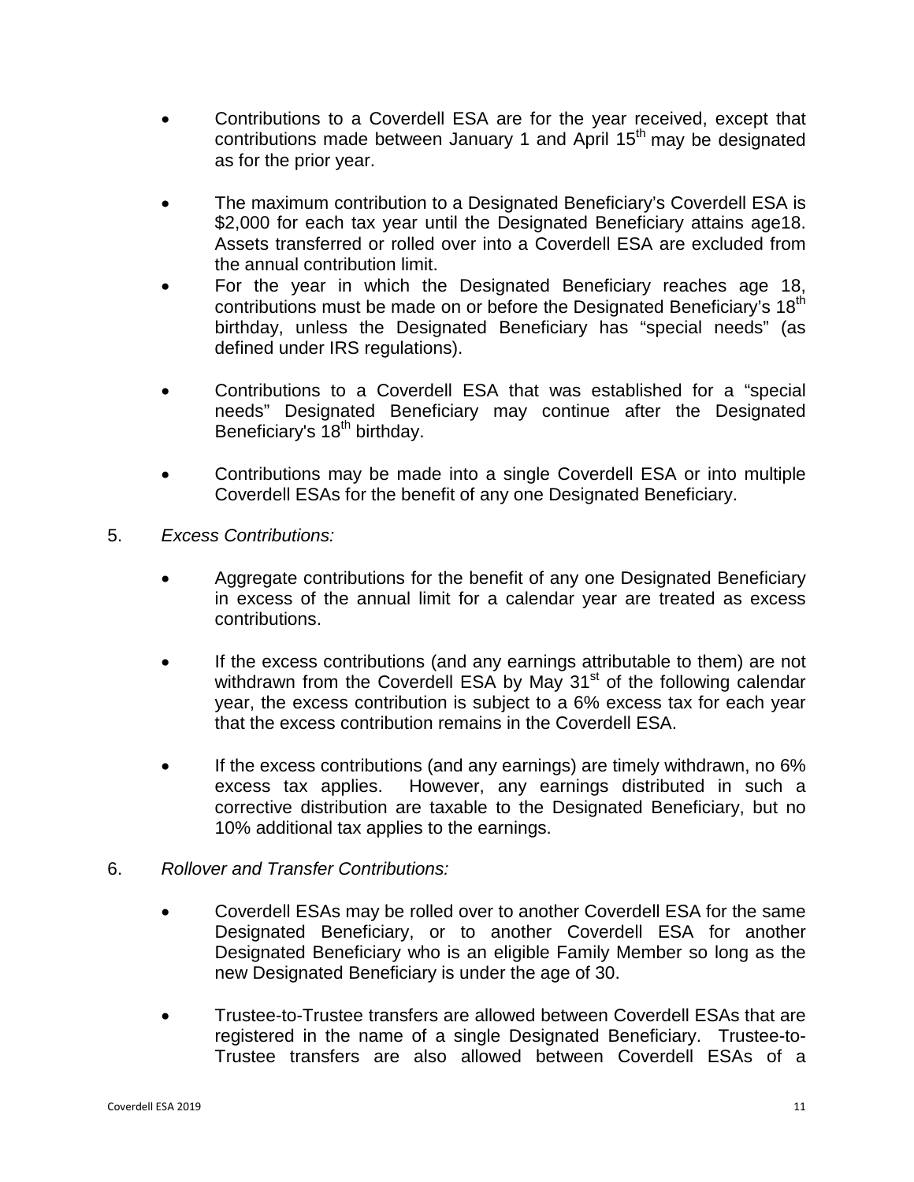- Contributions to a Coverdell ESA are for the year received, except that contributions made between January 1 and April 15th may be designated as for the prior year.

- The maximum contribution to a Designated Beneficiary's Coverdell ESA is $2,000 for each tax year until the Designated Beneficiary attains age18. Assets transferred or rolled over into a Coverdell ESA are excluded from the annual contribution limit.
- For the year in which the Designated Beneficiary reaches age 18, contributions must be made on or before the Designated Beneficiary's 18th birthday, unless the Designated Beneficiary has "special needs" (as defined under IRS regulations).

- Contributions to a Coverdell ESA that was established for a "special needs" Designated Beneficiary may continue after the Designated Beneficiary's 18th birthday.

- Contributions may be made into a single Coverdell ESA or into multiple Coverdell ESAs for the benefit of any one Designated Beneficiary.

5. *Excess Contributions:*

    - Aggregate contributions for the benefit of any one Designated Beneficiary in excess of the annual limit for a calendar year are treated as excess contributions.

    - If the excess contributions (and any earnings attributable to them) are not withdrawn from the Coverdell ESA by May 31st of the following calendar year, the excess contribution is subject to a 6% excess tax for each year that the excess contribution remains in the Coverdell ESA.

    - If the excess contributions (and any earnings) are timely withdrawn, no 6% excess tax applies. However, any earnings distributed in such a corrective distribution are taxable to the Designated Beneficiary, but no 10% additional tax applies to the earnings.

6. *Rollover and Transfer Contributions:*

    - Coverdell ESAs may be rolled over to another Coverdell ESA for the same Designated Beneficiary, or to another Coverdell ESA for another Designated Beneficiary who is an eligible Family Member so long as the new Designated Beneficiary is under the age of 30.

    - Trustee-to-Trustee transfers are allowed between Coverdell ESAs that are registered in the name of a single Designated Beneficiary. Trustee-to-Trustee transfers are also allowed between Coverdell ESAs of a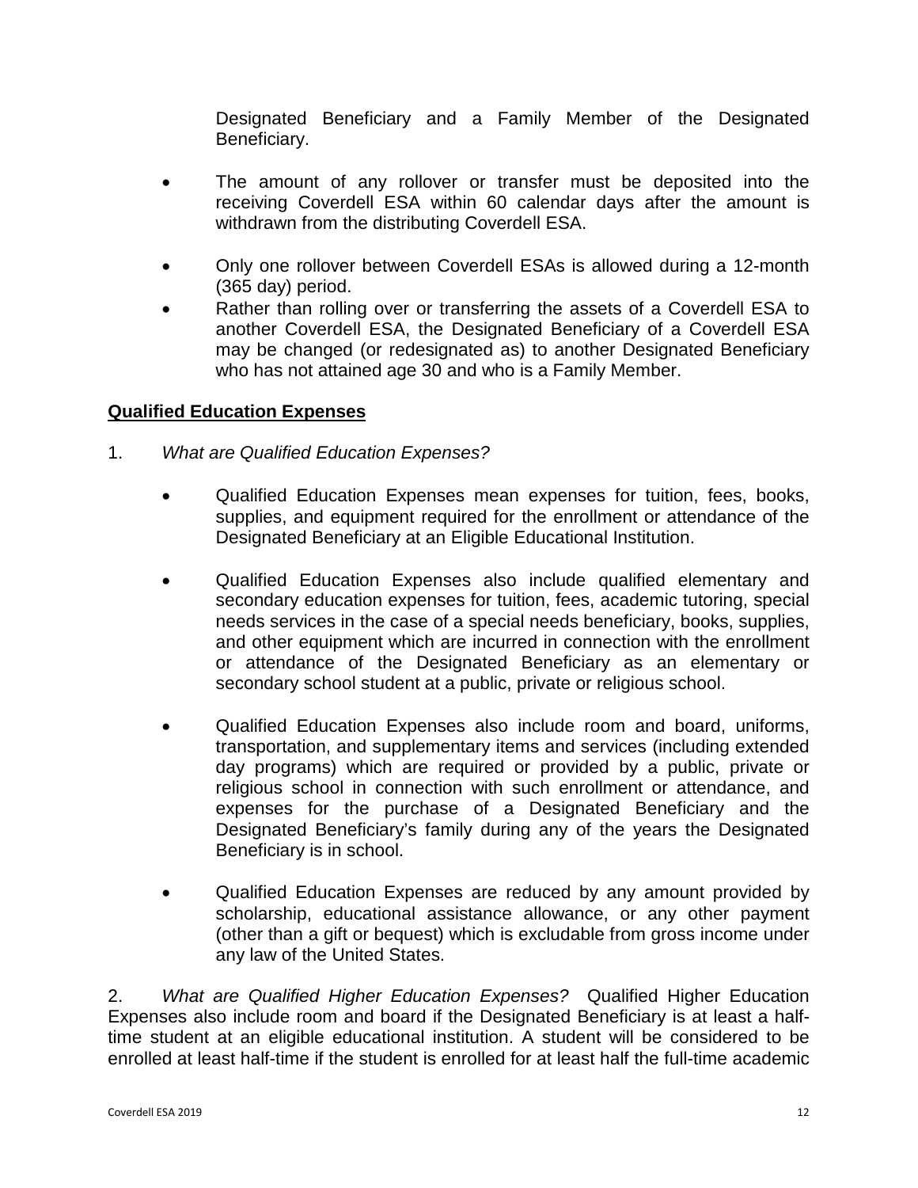Designated Beneficiary and a Family Member of the Designated Beneficiary.

- The amount of any rollover or transfer must be deposited into the receiving Coverdell ESA within 60 calendar days after the amount is withdrawn from the distributing Coverdell ESA.

- Only one rollover between Coverdell ESAs is allowed during a 12-month (365 day) period.
- Rather than rolling over or transferring the assets of a Coverdell ESA to another Coverdell ESA, the Designated Beneficiary of a Coverdell ESA may be changed (or redesignated as) to another Designated Beneficiary who has not attained age 30 and who is a Family Member.

**Qualified Education Expenses**

1. *What are Qualified Education Expenses?*

   - Qualified Education Expenses mean expenses for tuition, fees, books, supplies, and equipment required for the enrollment or attendance of the Designated Beneficiary at an Eligible Educational Institution.

   - Qualified Education Expenses also include qualified elementary and secondary education expenses for tuition, fees, academic tutoring, special needs services in the case of a special needs beneficiary, books, supplies, and other equipment which are incurred in connection with the enrollment or attendance of the Designated Beneficiary as an elementary or secondary school student at a public, private or religious school.

   - Qualified Education Expenses also include room and board, uniforms, transportation, and supplementary items and services (including extended day programs) which are required or provided by a public, private or religious school in connection with such enrollment or attendance, and expenses for the purchase of a Designated Beneficiary and the Designated Beneficiary's family during any of the years the Designated Beneficiary is in school.

   - Qualified Education Expenses are reduced by any amount provided by scholarship, educational assistance allowance, or any other payment (other than a gift or bequest) which is excludable from gross income under any law of the United States.

2. *What are Qualified Higher Education Expenses?* Qualified Higher Education Expenses also include room and board if the Designated Beneficiary is at least a half-time student at an eligible educational institution. A student will be considered to be enrolled at least half-time if the student is enrolled for at least half the full-time academic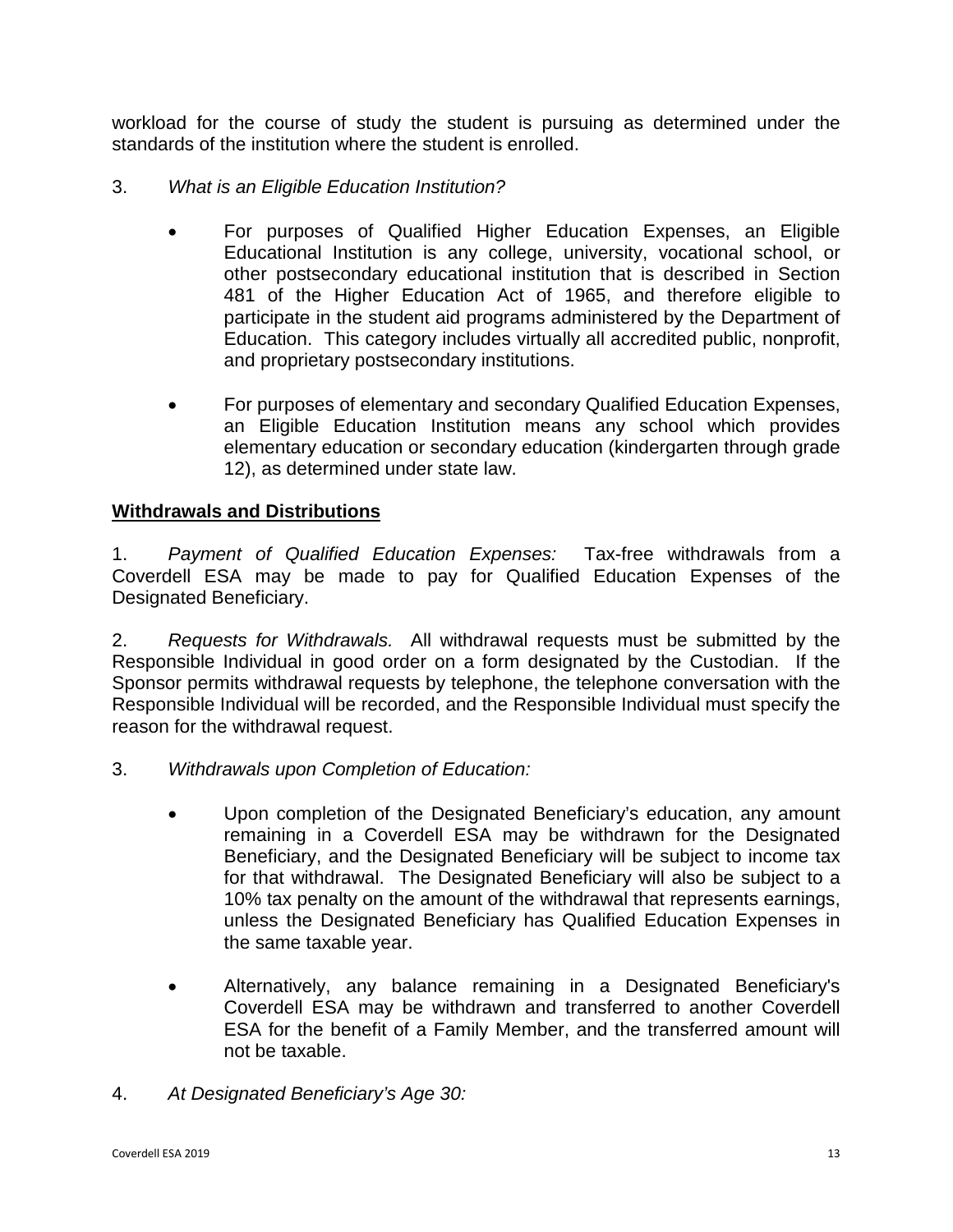workload for the course of study the student is pursuing as determined under the standards of the institution where the student is enrolled.

3. *What is an Eligible Education Institution?*

   - For purposes of Qualified Higher Education Expenses, an Eligible Educational Institution is any college, university, vocational school, or other postsecondary educational institution that is described in Section 481 of the Higher Education Act of 1965, and therefore eligible to participate in the student aid programs administered by the Department of Education. This category includes virtually all accredited public, nonprofit, and proprietary postsecondary institutions.

   - For purposes of elementary and secondary Qualified Education Expenses, an Eligible Education Institution means any school which provides elementary education or secondary education (kindergarten through grade 12), as determined under state law.

**<u>Withdrawals and Distributions</u>**

1. *Payment of Qualified Education Expenses:* Tax-free withdrawals from a Coverdell ESA may be made to pay for Qualified Education Expenses of the Designated Beneficiary.

2. *Requests for Withdrawals.* All withdrawal requests must be submitted by the Responsible Individual in good order on a form designated by the Custodian. If the Sponsor permits withdrawal requests by telephone, the telephone conversation with the Responsible Individual will be recorded, and the Responsible Individual must specify the reason for the withdrawal request.

3. *Withdrawals upon Completion of Education:*

   - Upon completion of the Designated Beneficiary's education, any amount remaining in a Coverdell ESA may be withdrawn for the Designated Beneficiary, and the Designated Beneficiary will be subject to income tax for that withdrawal. The Designated Beneficiary will also be subject to a 10% tax penalty on the amount of the withdrawal that represents earnings, unless the Designated Beneficiary has Qualified Education Expenses in the same taxable year.

   - Alternatively, any balance remaining in a Designated Beneficiary's Coverdell ESA may be withdrawn and transferred to another Coverdell ESA for the benefit of a Family Member, and the transferred amount will not be taxable.

4. *At Designated Beneficiary's Age 30:*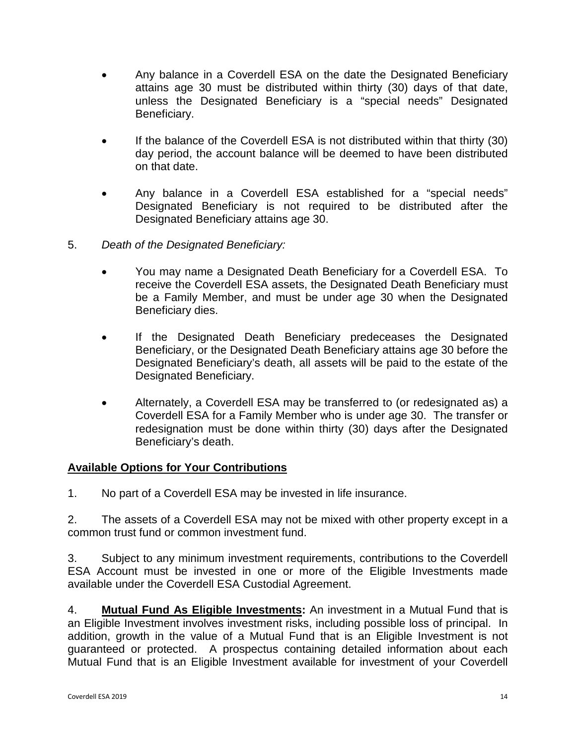- Any balance in a Coverdell ESA on the date the Designated Beneficiary attains age 30 must be distributed within thirty (30) days of that date, unless the Designated Beneficiary is a "special needs" Designated Beneficiary.

- If the balance of the Coverdell ESA is not distributed within that thirty (30) day period, the account balance will be deemed to have been distributed on that date.

- Any balance in a Coverdell ESA established for a "special needs" Designated Beneficiary is not required to be distributed after the Designated Beneficiary attains age 30.

5. *Death of the Designated Beneficiary:*

   - You may name a Designated Death Beneficiary for a Coverdell ESA. To receive the Coverdell ESA assets, the Designated Death Beneficiary must be a Family Member, and must be under age 30 when the Designated Beneficiary dies.

   - If the Designated Death Beneficiary predeceases the Designated Beneficiary, or the Designated Death Beneficiary attains age 30 before the Designated Beneficiary's death, all assets will be paid to the estate of the Designated Beneficiary.

   - Alternately, a Coverdell ESA may be transferred to (or redesignated as) a Coverdell ESA for a Family Member who is under age 30. The transfer or redesignation must be done within thirty (30) days after the Designated Beneficiary's death.

**Available Options for Your Contributions**

1. No part of a Coverdell ESA may be invested in life insurance.

2. The assets of a Coverdell ESA may not be mixed with other property except in a common trust fund or common investment fund.

3. Subject to any minimum investment requirements, contributions to the Coverdell ESA Account must be invested in one or more of the Eligible Investments made available under the Coverdell ESA Custodial Agreement.

4. **Mutual Fund As Eligible Investments:** An investment in a Mutual Fund that is an Eligible Investment involves investment risks, including possible loss of principal. In addition, growth in the value of a Mutual Fund that is an Eligible Investment is not guaranteed or protected. A prospectus containing detailed information about each Mutual Fund that is an Eligible Investment available for investment of your Coverdell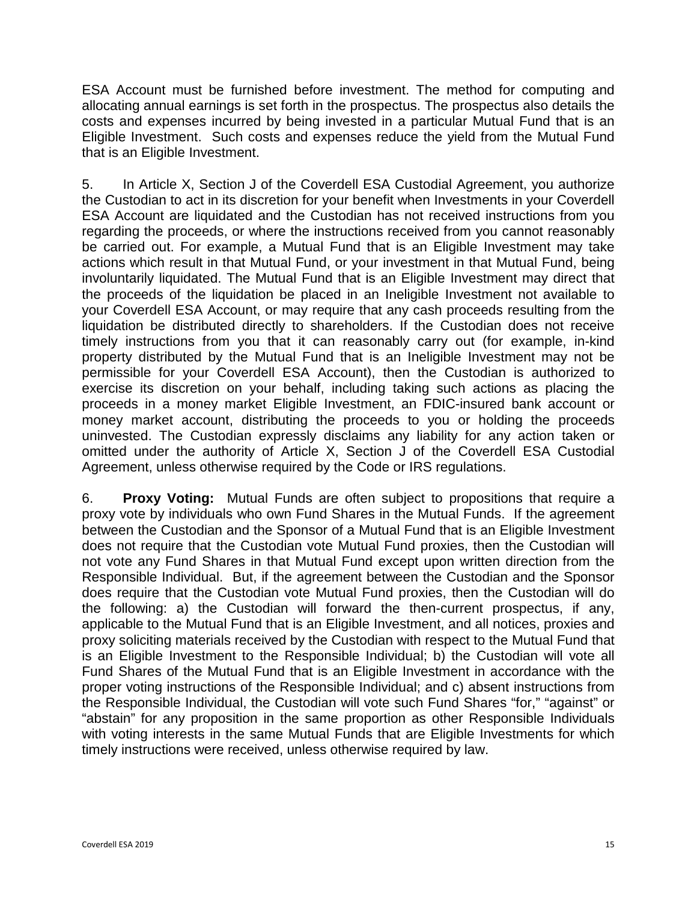ESA Account must be furnished before investment. The method for computing and allocating annual earnings is set forth in the prospectus. The prospectus also details the costs and expenses incurred by being invested in a particular Mutual Fund that is an Eligible Investment. Such costs and expenses reduce the yield from the Mutual Fund that is an Eligible Investment.

5. In Article X, Section J of the Coverdell ESA Custodial Agreement, you authorize the Custodian to act in its discretion for your benefit when Investments in your Coverdell ESA Account are liquidated and the Custodian has not received instructions from you regarding the proceeds, or where the instructions received from you cannot reasonably be carried out. For example, a Mutual Fund that is an Eligible Investment may take actions which result in that Mutual Fund, or your investment in that Mutual Fund, being involuntarily liquidated. The Mutual Fund that is an Eligible Investment may direct that the proceeds of the liquidation be placed in an Ineligible Investment not available to your Coverdell ESA Account, or may require that any cash proceeds resulting from the liquidation be distributed directly to shareholders. If the Custodian does not receive timely instructions from you that it can reasonably carry out (for example, in-kind property distributed by the Mutual Fund that is an Ineligible Investment may not be permissible for your Coverdell ESA Account), then the Custodian is authorized to exercise its discretion on your behalf, including taking such actions as placing the proceeds in a money market Eligible Investment, an FDIC-insured bank account or money market account, distributing the proceeds to you or holding the proceeds uninvested. The Custodian expressly disclaims any liability for any action taken or omitted under the authority of Article X, Section J of the Coverdell ESA Custodial Agreement, unless otherwise required by the Code or IRS regulations.

6. **Proxy Voting:** Mutual Funds are often subject to propositions that require a proxy vote by individuals who own Fund Shares in the Mutual Funds. If the agreement between the Custodian and the Sponsor of a Mutual Fund that is an Eligible Investment does not require that the Custodian vote Mutual Fund proxies, then the Custodian will not vote any Fund Shares in that Mutual Fund except upon written direction from the Responsible Individual. But, if the agreement between the Custodian and the Sponsor does require that the Custodian vote Mutual Fund proxies, then the Custodian will do the following: a) the Custodian will forward the then-current prospectus, if any, applicable to the Mutual Fund that is an Eligible Investment, and all notices, proxies and proxy soliciting materials received by the Custodian with respect to the Mutual Fund that is an Eligible Investment to the Responsible Individual; b) the Custodian will vote all Fund Shares of the Mutual Fund that is an Eligible Investment in accordance with the proper voting instructions of the Responsible Individual; and c) absent instructions from the Responsible Individual, the Custodian will vote such Fund Shares "for," "against" or "abstain" for any proposition in the same proportion as other Responsible Individuals with voting interests in the same Mutual Funds that are Eligible Investments for which timely instructions were received, unless otherwise required by law.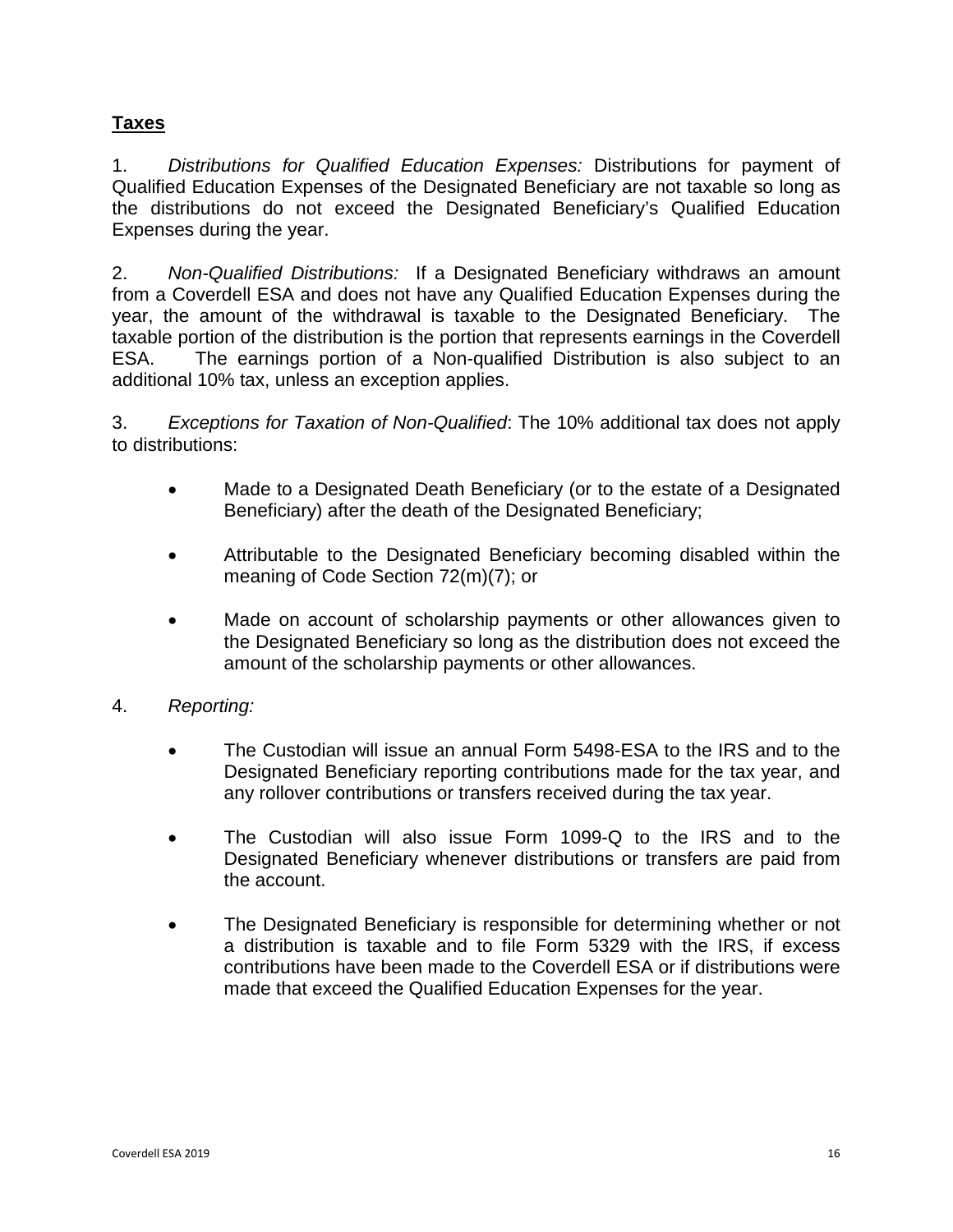## Taxes

1. *Distributions for Qualified Education Expenses:* Distributions for payment of Qualified Education Expenses of the Designated Beneficiary are not taxable so long as the distributions do not exceed the Designated Beneficiary's Qualified Education Expenses during the year.

2. *Non-Qualified Distributions:* If a Designated Beneficiary withdraws an amount from a Coverdell ESA and does not have any Qualified Education Expenses during the year, the amount of the withdrawal is taxable to the Designated Beneficiary. The taxable portion of the distribution is the portion that represents earnings in the Coverdell ESA. The earnings portion of a Non-qualified Distribution is also subject to an additional 10% tax, unless an exception applies.

3. *Exceptions for Taxation of Non-Qualified*: The 10% additional tax does not apply to distributions:

- Made to a Designated Death Beneficiary (or to the estate of a Designated Beneficiary) after the death of the Designated Beneficiary;
- Attributable to the Designated Beneficiary becoming disabled within the meaning of Code Section 72(m)(7); or
- Made on account of scholarship payments or other allowances given to the Designated Beneficiary so long as the distribution does not exceed the amount of the scholarship payments or other allowances.

4. *Reporting:*

- The Custodian will issue an annual Form 5498-ESA to the IRS and to the Designated Beneficiary reporting contributions made for the tax year, and any rollover contributions or transfers received during the tax year.
- The Custodian will also issue Form 1099-Q to the IRS and to the Designated Beneficiary whenever distributions or transfers are paid from the account.
- The Designated Beneficiary is responsible for determining whether or not a distribution is taxable and to file Form 5329 with the IRS, if excess contributions have been made to the Coverdell ESA or if distributions were made that exceed the Qualified Education Expenses for the year.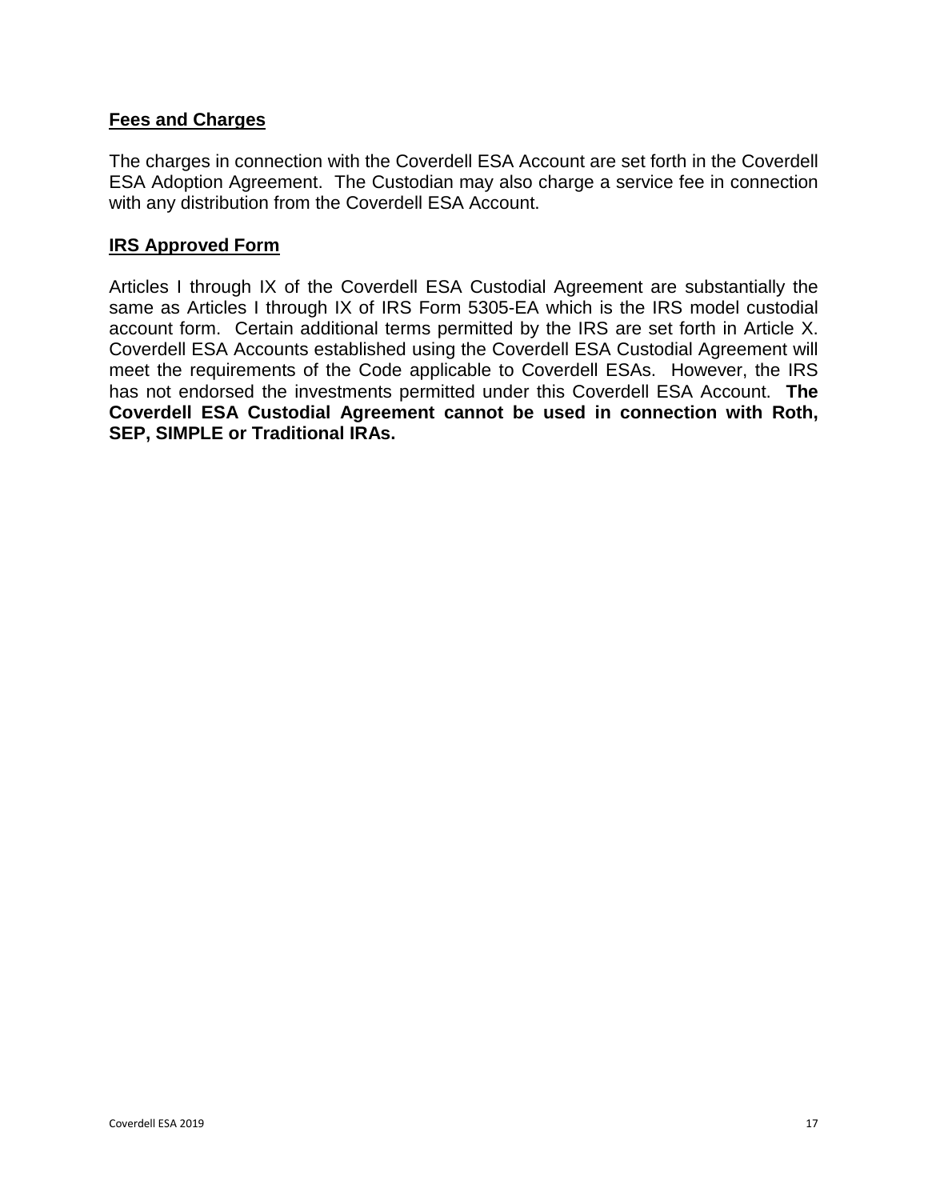## Fees and Charges

The charges in connection with the Coverdell ESA Account are set forth in the Coverdell ESA Adoption Agreement. The Custodian may also charge a service fee in connection with any distribution from the Coverdell ESA Account.

## IRS Approved Form

Articles I through IX of the Coverdell ESA Custodial Agreement are substantially the same as Articles I through IX of IRS Form 5305-EA which is the IRS model custodial account form. Certain additional terms permitted by the IRS are set forth in Article X. Coverdell ESA Accounts established using the Coverdell ESA Custodial Agreement will meet the requirements of the Code applicable to Coverdell ESAs. However, the IRS has not endorsed the investments permitted under this Coverdell ESA Account. **The Coverdell ESA Custodial Agreement cannot be used in connection with Roth, SEP, SIMPLE or Traditional IRAs.**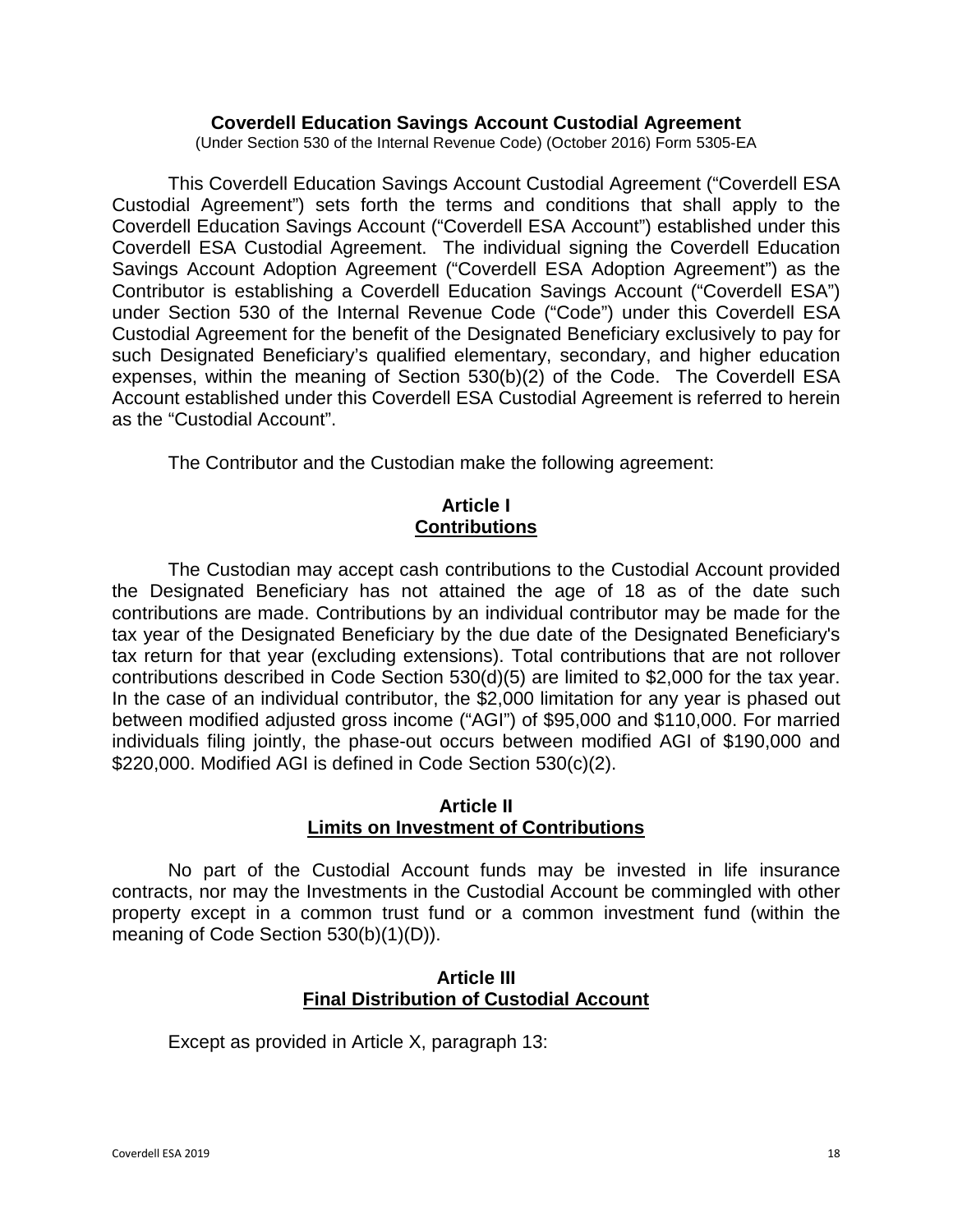## Coverdell Education Savings Account Custodial Agreement

(Under Section 530 of the Internal Revenue Code) (October 2016) Form 5305-EA

This Coverdell Education Savings Account Custodial Agreement ("Coverdell ESA Custodial Agreement") sets forth the terms and conditions that shall apply to the Coverdell Education Savings Account ("Coverdell ESA Account") established under this Coverdell ESA Custodial Agreement. The individual signing the Coverdell Education Savings Account Adoption Agreement ("Coverdell ESA Adoption Agreement") as the Contributor is establishing a Coverdell Education Savings Account ("Coverdell ESA") under Section 530 of the Internal Revenue Code ("Code") under this Coverdell ESA Custodial Agreement for the benefit of the Designated Beneficiary exclusively to pay for such Designated Beneficiary's qualified elementary, secondary, and higher education expenses, within the meaning of Section 530(b)(2) of the Code. The Coverdell ESA Account established under this Coverdell ESA Custodial Agreement is referred to herein as the "Custodial Account".

The Contributor and the Custodian make the following agreement:

### Article I
### Contributions

The Custodian may accept cash contributions to the Custodial Account provided the Designated Beneficiary has not attained the age of 18 as of the date such contributions are made. Contributions by an individual contributor may be made for the tax year of the Designated Beneficiary by the due date of the Designated Beneficiary's tax return for that year (excluding extensions). Total contributions that are not rollover contributions described in Code Section 530(d)(5) are limited to $2,000 for the tax year. In the case of an individual contributor, the $2,000 limitation for any year is phased out between modified adjusted gross income ("AGI") of $95,000 and $110,000. For married individuals filing jointly, the phase-out occurs between modified AGI of $190,000 and $220,000. Modified AGI is defined in Code Section 530(c)(2).

### Article II
### Limits on Investment of Contributions

No part of the Custodial Account funds may be invested in life insurance contracts, nor may the Investments in the Custodial Account be commingled with other property except in a common trust fund or a common investment fund (within the meaning of Code Section 530(b)(1)(D)).

### Article III
### Final Distribution of Custodial Account

Except as provided in Article X, paragraph 13: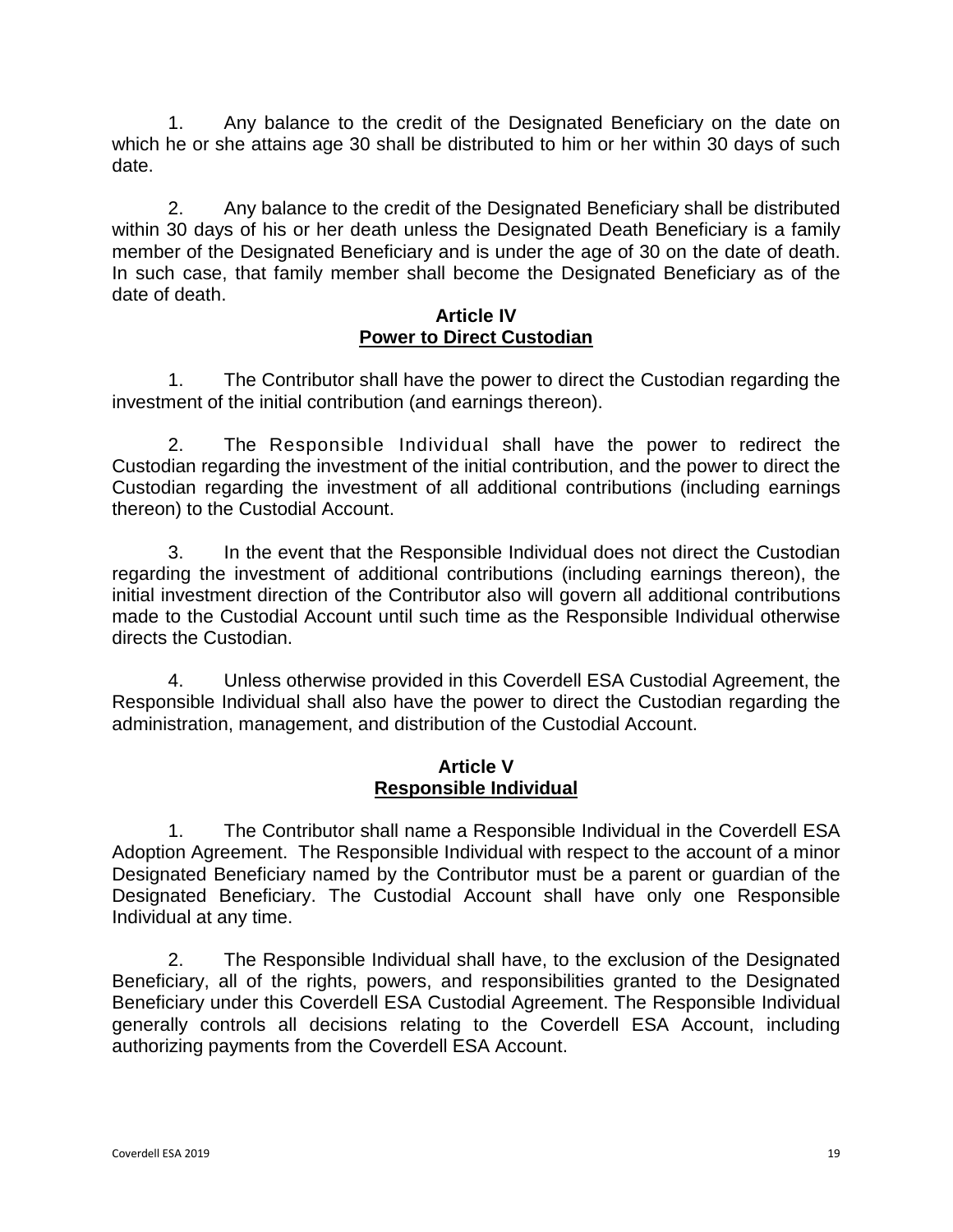1. Any balance to the credit of the Designated Beneficiary on the date on which he or she attains age 30 shall be distributed to him or her within 30 days of such date.

2. Any balance to the credit of the Designated Beneficiary shall be distributed within 30 days of his or her death unless the Designated Death Beneficiary is a family member of the Designated Beneficiary and is under the age of 30 on the date of death. In such case, that family member shall become the Designated Beneficiary as of the date of death.

**Article IV**
**Power to Direct Custodian**

1. The Contributor shall have the power to direct the Custodian regarding the investment of the initial contribution (and earnings thereon).

2. The Responsible Individual shall have the power to redirect the Custodian regarding the investment of the initial contribution, and the power to direct the Custodian regarding the investment of all additional contributions (including earnings thereon) to the Custodial Account.

3. In the event that the Responsible Individual does not direct the Custodian regarding the investment of additional contributions (including earnings thereon), the initial investment direction of the Contributor also will govern all additional contributions made to the Custodial Account until such time as the Responsible Individual otherwise directs the Custodian.

4. Unless otherwise provided in this Coverdell ESA Custodial Agreement, the Responsible Individual shall also have the power to direct the Custodian regarding the administration, management, and distribution of the Custodial Account.

**Article V**
**Responsible Individual**

1. The Contributor shall name a Responsible Individual in the Coverdell ESA Adoption Agreement. The Responsible Individual with respect to the account of a minor Designated Beneficiary named by the Contributor must be a parent or guardian of the Designated Beneficiary. The Custodial Account shall have only one Responsible Individual at any time.

2. The Responsible Individual shall have, to the exclusion of the Designated Beneficiary, all of the rights, powers, and responsibilities granted to the Designated Beneficiary under this Coverdell ESA Custodial Agreement. The Responsible Individual generally controls all decisions relating to the Coverdell ESA Account, including authorizing payments from the Coverdell ESA Account.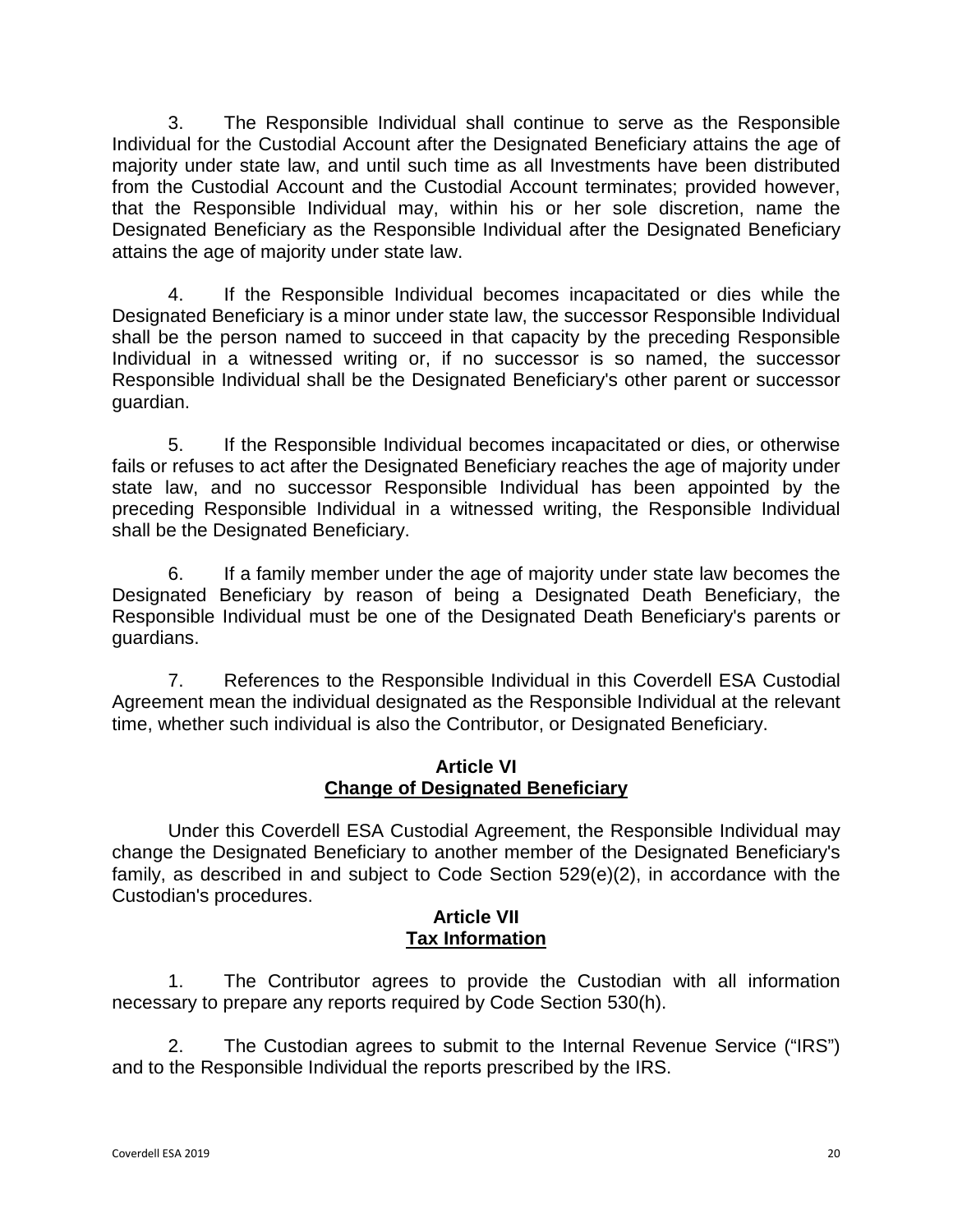3. The Responsible Individual shall continue to serve as the Responsible Individual for the Custodial Account after the Designated Beneficiary attains the age of majority under state law, and until such time as all Investments have been distributed from the Custodial Account and the Custodial Account terminates; provided however, that the Responsible Individual may, within his or her sole discretion, name the Designated Beneficiary as the Responsible Individual after the Designated Beneficiary attains the age of majority under state law.

4. If the Responsible Individual becomes incapacitated or dies while the Designated Beneficiary is a minor under state law, the successor Responsible Individual shall be the person named to succeed in that capacity by the preceding Responsible Individual in a witnessed writing or, if no successor is so named, the successor Responsible Individual shall be the Designated Beneficiary's other parent or successor guardian.

5. If the Responsible Individual becomes incapacitated or dies, or otherwise fails or refuses to act after the Designated Beneficiary reaches the age of majority under state law, and no successor Responsible Individual has been appointed by the preceding Responsible Individual in a witnessed writing, the Responsible Individual shall be the Designated Beneficiary.

6. If a family member under the age of majority under state law becomes the Designated Beneficiary by reason of being a Designated Death Beneficiary, the Responsible Individual must be one of the Designated Death Beneficiary's parents or guardians.

7. References to the Responsible Individual in this Coverdell ESA Custodial Agreement mean the individual designated as the Responsible Individual at the relevant time, whether such individual is also the Contributor, or Designated Beneficiary.

## Article VI
## Change of Designated Beneficiary

Under this Coverdell ESA Custodial Agreement, the Responsible Individual may change the Designated Beneficiary to another member of the Designated Beneficiary's family, as described in and subject to Code Section 529(e)(2), in accordance with the Custodian's procedures.

## Article VII
## Tax Information

1. The Contributor agrees to provide the Custodian with all information necessary to prepare any reports required by Code Section 530(h).

2. The Custodian agrees to submit to the Internal Revenue Service ("IRS") and to the Responsible Individual the reports prescribed by the IRS.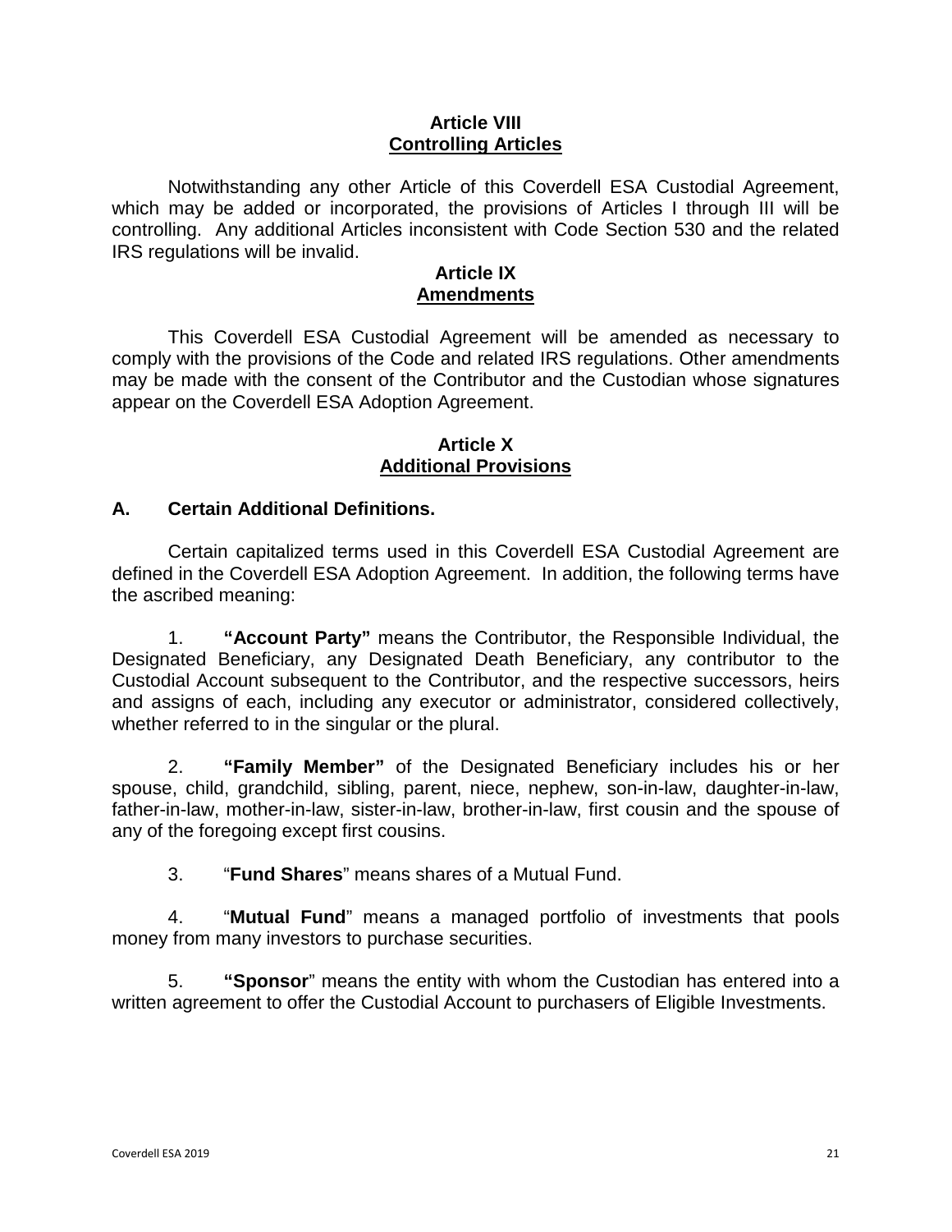## Article VIII
## Controlling Articles

Notwithstanding any other Article of this Coverdell ESA Custodial Agreement, which may be added or incorporated, the provisions of Articles I through III will be controlling. Any additional Articles inconsistent with Code Section 530 and the related IRS regulations will be invalid.

## Article IX
## Amendments

This Coverdell ESA Custodial Agreement will be amended as necessary to comply with the provisions of the Code and related IRS regulations. Other amendments may be made with the consent of the Contributor and the Custodian whose signatures appear on the Coverdell ESA Adoption Agreement.

## Article X
## Additional Provisions

### A. Certain Additional Definitions.

Certain capitalized terms used in this Coverdell ESA Custodial Agreement are defined in the Coverdell ESA Adoption Agreement. In addition, the following terms have the ascribed meaning:

1. **"Account Party"** means the Contributor, the Responsible Individual, the Designated Beneficiary, any Designated Death Beneficiary, any contributor to the Custodial Account subsequent to the Contributor, and the respective successors, heirs and assigns of each, including any executor or administrator, considered collectively, whether referred to in the singular or the plural.

2. **"Family Member"** of the Designated Beneficiary includes his or her spouse, child, grandchild, sibling, parent, niece, nephew, son-in-law, daughter-in-law, father-in-law, mother-in-law, sister-in-law, brother-in-law, first cousin and the spouse of any of the foregoing except first cousins.

3. "**Fund Shares**" means shares of a Mutual Fund.

4. "**Mutual Fund**" means a managed portfolio of investments that pools money from many investors to purchase securities.

5. **"Sponsor**" means the entity with whom the Custodian has entered into a written agreement to offer the Custodial Account to purchasers of Eligible Investments.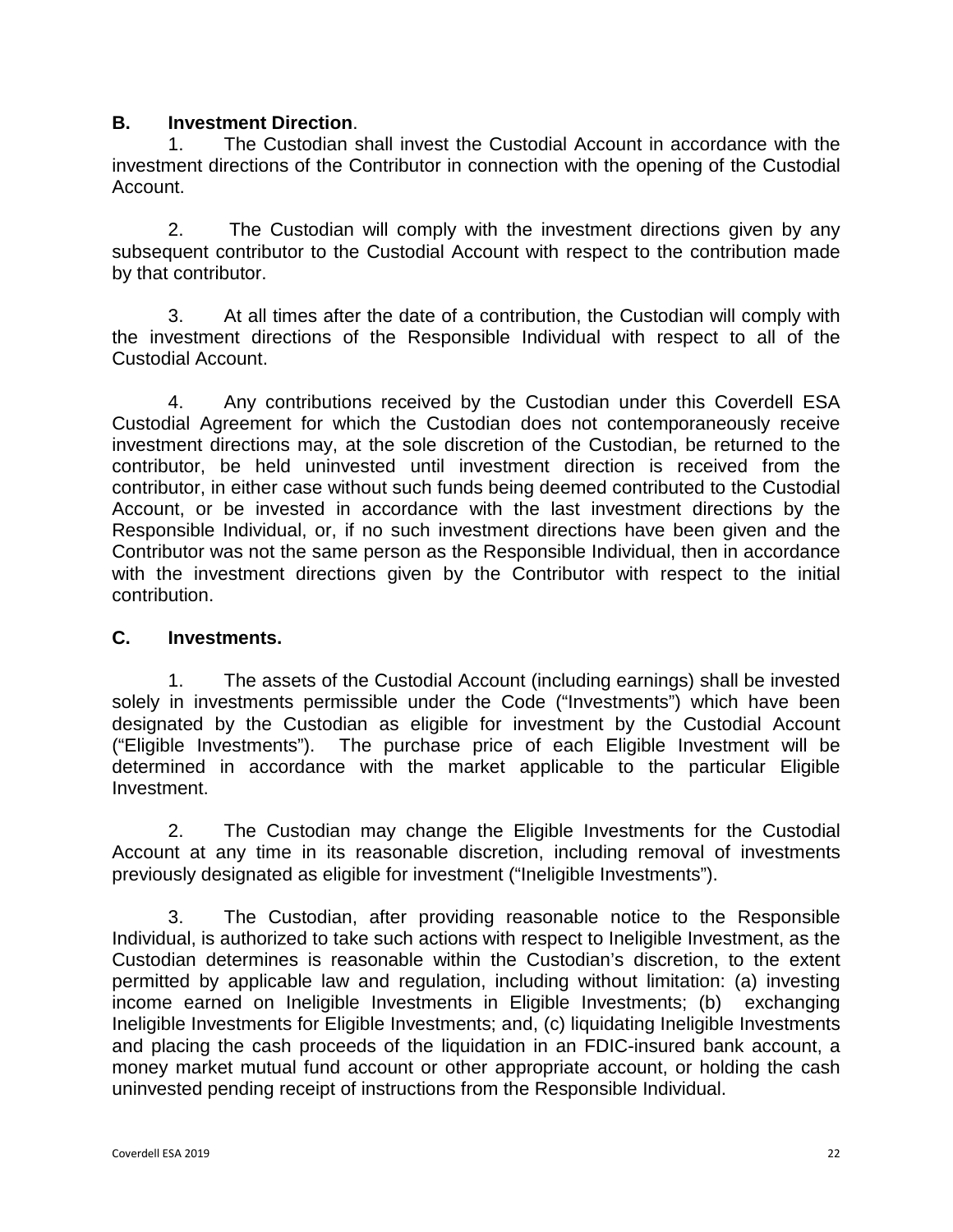**B. Investment Direction**.

1. The Custodian shall invest the Custodial Account in accordance with the investment directions of the Contributor in connection with the opening of the Custodial Account.

2. The Custodian will comply with the investment directions given by any subsequent contributor to the Custodial Account with respect to the contribution made by that contributor.

3. At all times after the date of a contribution, the Custodian will comply with the investment directions of the Responsible Individual with respect to all of the Custodial Account.

4. Any contributions received by the Custodian under this Coverdell ESA Custodial Agreement for which the Custodian does not contemporaneously receive investment directions may, at the sole discretion of the Custodian, be returned to the contributor, be held uninvested until investment direction is received from the contributor, in either case without such funds being deemed contributed to the Custodial Account, or be invested in accordance with the last investment directions by the Responsible Individual, or, if no such investment directions have been given and the Contributor was not the same person as the Responsible Individual, then in accordance with the investment directions given by the Contributor with respect to the initial contribution.

**C. Investments.**

1. The assets of the Custodial Account (including earnings) shall be invested solely in investments permissible under the Code ("Investments") which have been designated by the Custodian as eligible for investment by the Custodial Account ("Eligible Investments"). The purchase price of each Eligible Investment will be determined in accordance with the market applicable to the particular Eligible Investment.

2. The Custodian may change the Eligible Investments for the Custodial Account at any time in its reasonable discretion, including removal of investments previously designated as eligible for investment ("Ineligible Investments").

3. The Custodian, after providing reasonable notice to the Responsible Individual, is authorized to take such actions with respect to Ineligible Investment, as the Custodian determines is reasonable within the Custodian's discretion, to the extent permitted by applicable law and regulation, including without limitation: (a) investing income earned on Ineligible Investments in Eligible Investments; (b) exchanging Ineligible Investments for Eligible Investments; and, (c) liquidating Ineligible Investments and placing the cash proceeds of the liquidation in an FDIC-insured bank account, a money market mutual fund account or other appropriate account, or holding the cash uninvested pending receipt of instructions from the Responsible Individual.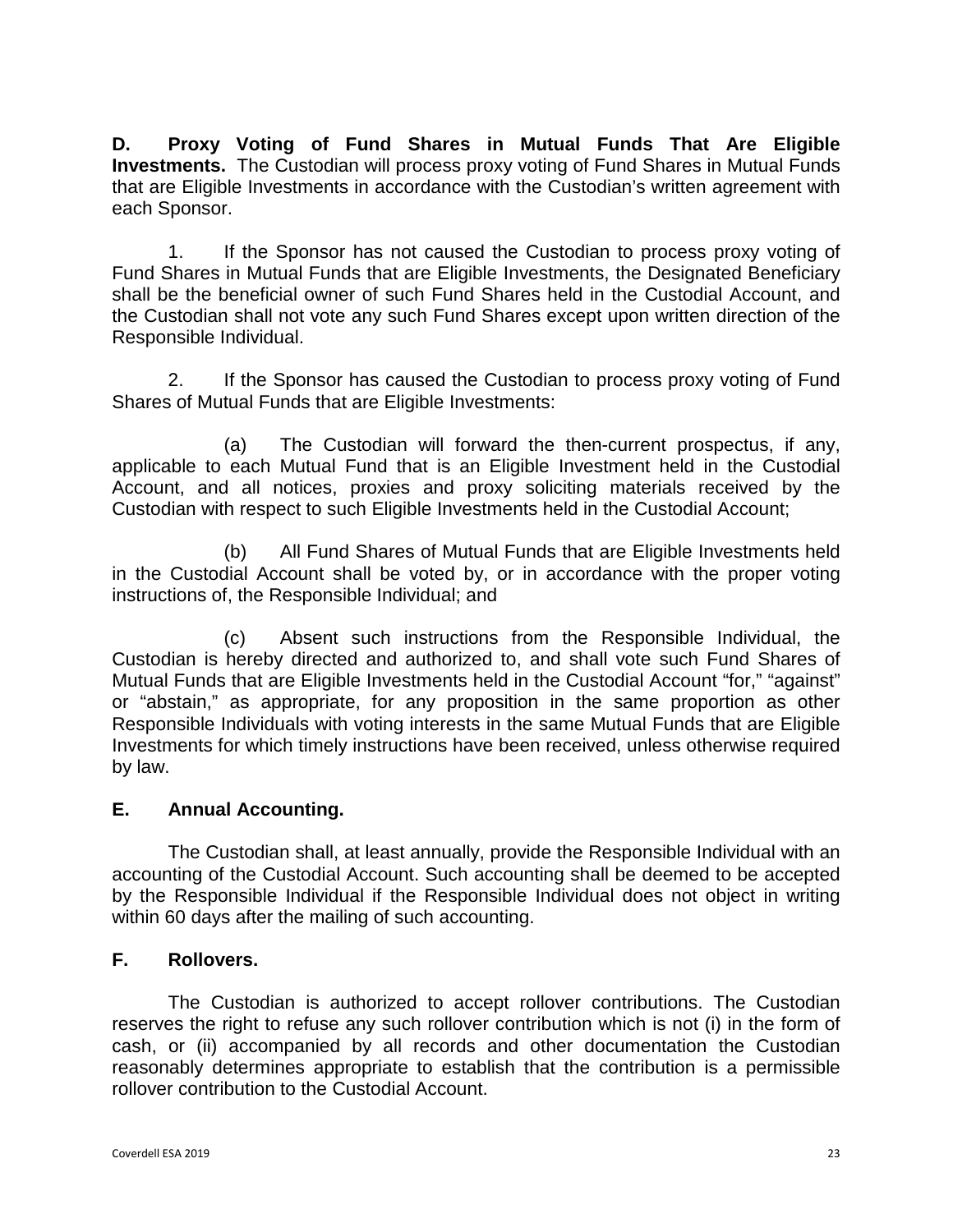**D. Proxy Voting of Fund Shares in Mutual Funds That Are Eligible Investments.** The Custodian will process proxy voting of Fund Shares in Mutual Funds that are Eligible Investments in accordance with the Custodian's written agreement with each Sponsor.

1. If the Sponsor has not caused the Custodian to process proxy voting of Fund Shares in Mutual Funds that are Eligible Investments, the Designated Beneficiary shall be the beneficial owner of such Fund Shares held in the Custodial Account, and the Custodian shall not vote any such Fund Shares except upon written direction of the Responsible Individual.

2. If the Sponsor has caused the Custodian to process proxy voting of Fund Shares of Mutual Funds that are Eligible Investments:

(a) The Custodian will forward the then-current prospectus, if any, applicable to each Mutual Fund that is an Eligible Investment held in the Custodial Account, and all notices, proxies and proxy soliciting materials received by the Custodian with respect to such Eligible Investments held in the Custodial Account;

(b) All Fund Shares of Mutual Funds that are Eligible Investments held in the Custodial Account shall be voted by, or in accordance with the proper voting instructions of, the Responsible Individual; and

(c) Absent such instructions from the Responsible Individual, the Custodian is hereby directed and authorized to, and shall vote such Fund Shares of Mutual Funds that are Eligible Investments held in the Custodial Account "for," "against" or "abstain," as appropriate, for any proposition in the same proportion as other Responsible Individuals with voting interests in the same Mutual Funds that are Eligible Investments for which timely instructions have been received, unless otherwise required by law.

**E. Annual Accounting.**

The Custodian shall, at least annually, provide the Responsible Individual with an accounting of the Custodial Account. Such accounting shall be deemed to be accepted by the Responsible Individual if the Responsible Individual does not object in writing within 60 days after the mailing of such accounting.

**F. Rollovers.**

The Custodian is authorized to accept rollover contributions. The Custodian reserves the right to refuse any such rollover contribution which is not (i) in the form of cash, or (ii) accompanied by all records and other documentation the Custodian reasonably determines appropriate to establish that the contribution is a permissible rollover contribution to the Custodial Account.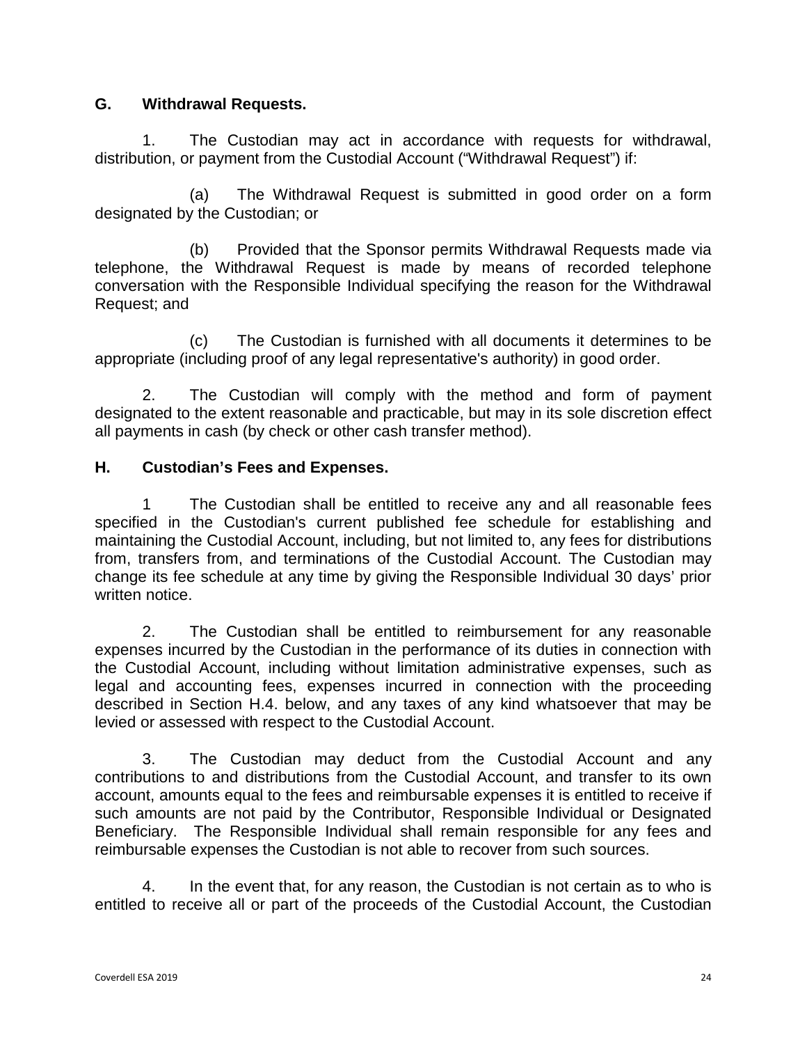### G. Withdrawal Requests.

1. The Custodian may act in accordance with requests for withdrawal, distribution, or payment from the Custodial Account ("Withdrawal Request") if:

(a) The Withdrawal Request is submitted in good order on a form designated by the Custodian; or

(b) Provided that the Sponsor permits Withdrawal Requests made via telephone, the Withdrawal Request is made by means of recorded telephone conversation with the Responsible Individual specifying the reason for the Withdrawal Request; and

(c) The Custodian is furnished with all documents it determines to be appropriate (including proof of any legal representative's authority) in good order.

2. The Custodian will comply with the method and form of payment designated to the extent reasonable and practicable, but may in its sole discretion effect all payments in cash (by check or other cash transfer method).

### H. Custodian's Fees and Expenses.

1 The Custodian shall be entitled to receive any and all reasonable fees specified in the Custodian's current published fee schedule for establishing and maintaining the Custodial Account, including, but not limited to, any fees for distributions from, transfers from, and terminations of the Custodial Account. The Custodian may change its fee schedule at any time by giving the Responsible Individual 30 days' prior written notice.

2. The Custodian shall be entitled to reimbursement for any reasonable expenses incurred by the Custodian in the performance of its duties in connection with the Custodial Account, including without limitation administrative expenses, such as legal and accounting fees, expenses incurred in connection with the proceeding described in Section H.4. below, and any taxes of any kind whatsoever that may be levied or assessed with respect to the Custodial Account.

3. The Custodian may deduct from the Custodial Account and any contributions to and distributions from the Custodial Account, and transfer to its own account, amounts equal to the fees and reimbursable expenses it is entitled to receive if such amounts are not paid by the Contributor, Responsible Individual or Designated Beneficiary. The Responsible Individual shall remain responsible for any fees and reimbursable expenses the Custodian is not able to recover from such sources.

4. In the event that, for any reason, the Custodian is not certain as to who is entitled to receive all or part of the proceeds of the Custodial Account, the Custodian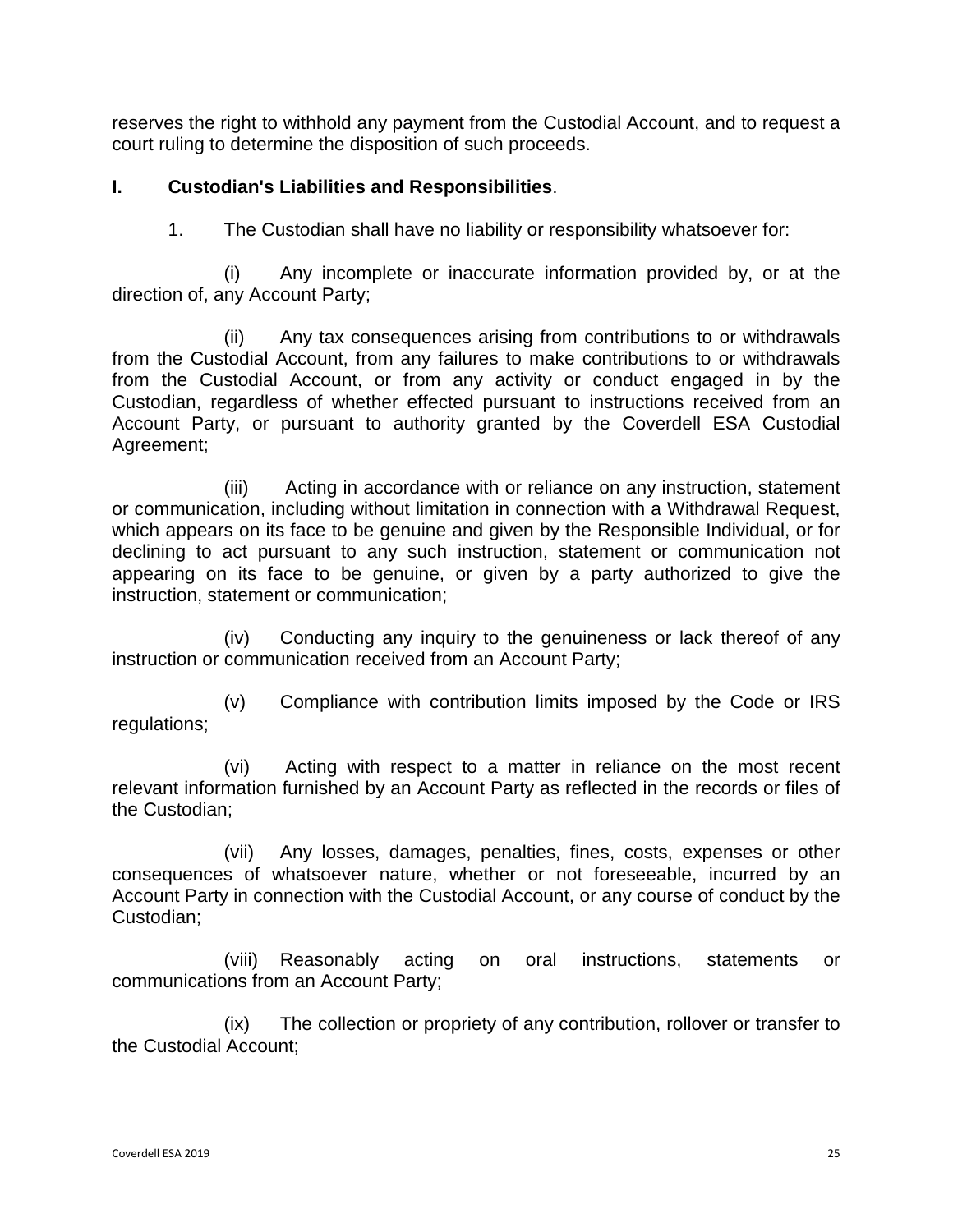reserves the right to withhold any payment from the Custodial Account, and to request a court ruling to determine the disposition of such proceeds.

**I. Custodian's Liabilities and Responsibilities**.

1. The Custodian shall have no liability or responsibility whatsoever for:

(i) Any incomplete or inaccurate information provided by, or at the direction of, any Account Party;

(ii) Any tax consequences arising from contributions to or withdrawals from the Custodial Account, from any failures to make contributions to or withdrawals from the Custodial Account, or from any activity or conduct engaged in by the Custodian, regardless of whether effected pursuant to instructions received from an Account Party, or pursuant to authority granted by the Coverdell ESA Custodial Agreement;

(iii) Acting in accordance with or reliance on any instruction, statement or communication, including without limitation in connection with a Withdrawal Request, which appears on its face to be genuine and given by the Responsible Individual, or for declining to act pursuant to any such instruction, statement or communication not appearing on its face to be genuine, or given by a party authorized to give the instruction, statement or communication;

(iv) Conducting any inquiry to the genuineness or lack thereof of any instruction or communication received from an Account Party;

(v) Compliance with contribution limits imposed by the Code or IRS regulations;

(vi) Acting with respect to a matter in reliance on the most recent relevant information furnished by an Account Party as reflected in the records or files of the Custodian;

(vii) Any losses, damages, penalties, fines, costs, expenses or other consequences of whatsoever nature, whether or not foreseeable, incurred by an Account Party in connection with the Custodial Account, or any course of conduct by the Custodian;

(viii) Reasonably acting on oral instructions, statements or communications from an Account Party;

(ix) The collection or propriety of any contribution, rollover or transfer to the Custodial Account;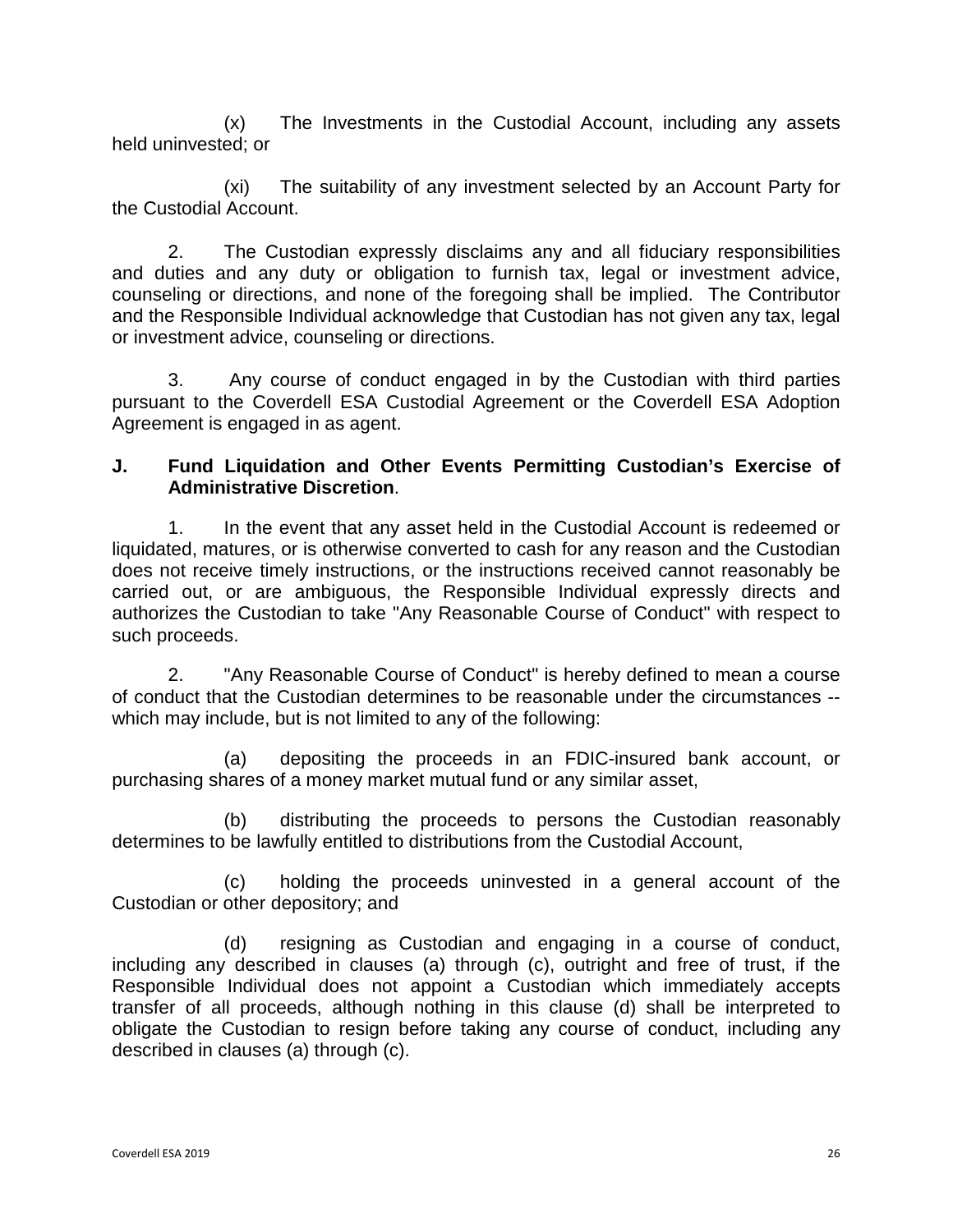(x) The Investments in the Custodial Account, including any assets held uninvested; or

(xi) The suitability of any investment selected by an Account Party for the Custodial Account.

2. The Custodian expressly disclaims any and all fiduciary responsibilities and duties and any duty or obligation to furnish tax, legal or investment advice, counseling or directions, and none of the foregoing shall be implied. The Contributor and the Responsible Individual acknowledge that Custodian has not given any tax, legal or investment advice, counseling or directions.

3. Any course of conduct engaged in by the Custodian with third parties pursuant to the Coverdell ESA Custodial Agreement or the Coverdell ESA Adoption Agreement is engaged in as agent.

### J. Fund Liquidation and Other Events Permitting Custodian's Exercise of Administrative Discretion.

1. In the event that any asset held in the Custodial Account is redeemed or liquidated, matures, or is otherwise converted to cash for any reason and the Custodian does not receive timely instructions, or the instructions received cannot reasonably be carried out, or are ambiguous, the Responsible Individual expressly directs and authorizes the Custodian to take "Any Reasonable Course of Conduct" with respect to such proceeds.

2. "Any Reasonable Course of Conduct" is hereby defined to mean a course of conduct that the Custodian determines to be reasonable under the circumstances -- which may include, but is not limited to any of the following:

(a) depositing the proceeds in an FDIC-insured bank account, or purchasing shares of a money market mutual fund or any similar asset,

(b) distributing the proceeds to persons the Custodian reasonably determines to be lawfully entitled to distributions from the Custodial Account,

(c) holding the proceeds uninvested in a general account of the Custodian or other depository; and

(d) resigning as Custodian and engaging in a course of conduct, including any described in clauses (a) through (c), outright and free of trust, if the Responsible Individual does not appoint a Custodian which immediately accepts transfer of all proceeds, although nothing in this clause (d) shall be interpreted to obligate the Custodian to resign before taking any course of conduct, including any described in clauses (a) through (c).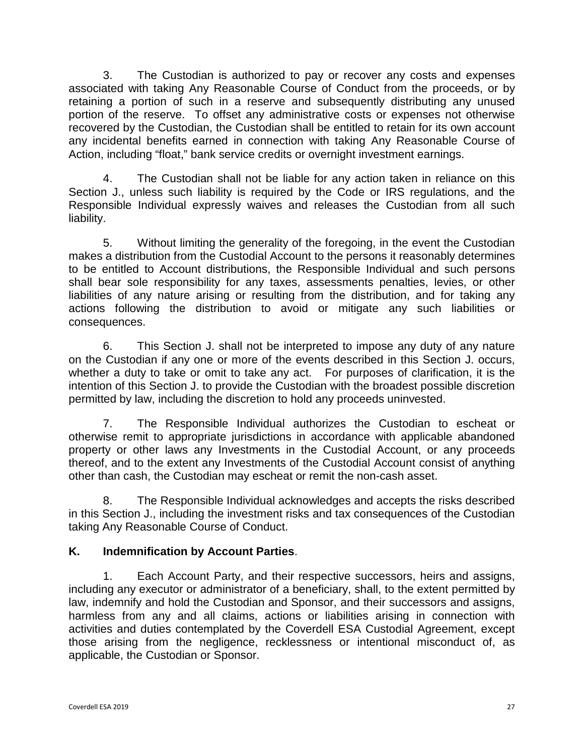3. The Custodian is authorized to pay or recover any costs and expenses associated with taking Any Reasonable Course of Conduct from the proceeds, or by retaining a portion of such in a reserve and subsequently distributing any unused portion of the reserve. To offset any administrative costs or expenses not otherwise recovered by the Custodian, the Custodian shall be entitled to retain for its own account any incidental benefits earned in connection with taking Any Reasonable Course of Action, including "float," bank service credits or overnight investment earnings.

4. The Custodian shall not be liable for any action taken in reliance on this Section J., unless such liability is required by the Code or IRS regulations, and the Responsible Individual expressly waives and releases the Custodian from all such liability.

5. Without limiting the generality of the foregoing, in the event the Custodian makes a distribution from the Custodial Account to the persons it reasonably determines to be entitled to Account distributions, the Responsible Individual and such persons shall bear sole responsibility for any taxes, assessments penalties, levies, or other liabilities of any nature arising or resulting from the distribution, and for taking any actions following the distribution to avoid or mitigate any such liabilities or consequences.

6. This Section J. shall not be interpreted to impose any duty of any nature on the Custodian if any one or more of the events described in this Section J. occurs, whether a duty to take or omit to take any act. For purposes of clarification, it is the intention of this Section J. to provide the Custodian with the broadest possible discretion permitted by law, including the discretion to hold any proceeds uninvested.

7. The Responsible Individual authorizes the Custodian to escheat or otherwise remit to appropriate jurisdictions in accordance with applicable abandoned property or other laws any Investments in the Custodial Account, or any proceeds thereof, and to the extent any Investments of the Custodial Account consist of anything other than cash, the Custodian may escheat or remit the non-cash asset.

8. The Responsible Individual acknowledges and accepts the risks described in this Section J., including the investment risks and tax consequences of the Custodian taking Any Reasonable Course of Conduct.

### K. Indemnification by Account Parties.

1. Each Account Party, and their respective successors, heirs and assigns, including any executor or administrator of a beneficiary, shall, to the extent permitted by law, indemnify and hold the Custodian and Sponsor, and their successors and assigns, harmless from any and all claims, actions or liabilities arising in connection with activities and duties contemplated by the Coverdell ESA Custodial Agreement, except those arising from the negligence, recklessness or intentional misconduct of, as applicable, the Custodian or Sponsor.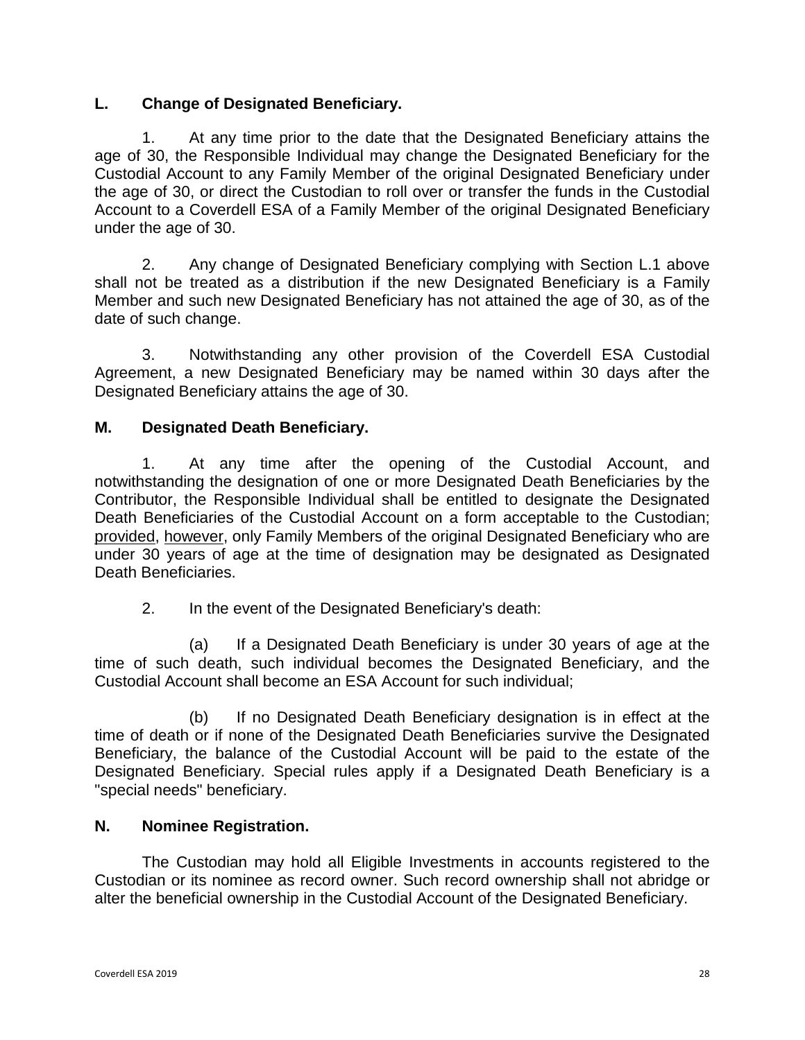## L. Change of Designated Beneficiary.

1. At any time prior to the date that the Designated Beneficiary attains the age of 30, the Responsible Individual may change the Designated Beneficiary for the Custodial Account to any Family Member of the original Designated Beneficiary under the age of 30, or direct the Custodian to roll over or transfer the funds in the Custodial Account to a Coverdell ESA of a Family Member of the original Designated Beneficiary under the age of 30.

2. Any change of Designated Beneficiary complying with Section L.1 above shall not be treated as a distribution if the new Designated Beneficiary is a Family Member and such new Designated Beneficiary has not attained the age of 30, as of the date of such change.

3. Notwithstanding any other provision of the Coverdell ESA Custodial Agreement, a new Designated Beneficiary may be named within 30 days after the Designated Beneficiary attains the age of 30.

## M. Designated Death Beneficiary.

1. At any time after the opening of the Custodial Account, and notwithstanding the designation of one or more Designated Death Beneficiaries by the Contributor, the Responsible Individual shall be entitled to designate the Designated Death Beneficiaries of the Custodial Account on a form acceptable to the Custodian; provided, however, only Family Members of the original Designated Beneficiary who are under 30 years of age at the time of designation may be designated as Designated Death Beneficiaries.

2. In the event of the Designated Beneficiary's death:

(a) If a Designated Death Beneficiary is under 30 years of age at the time of such death, such individual becomes the Designated Beneficiary, and the Custodial Account shall become an ESA Account for such individual;

(b) If no Designated Death Beneficiary designation is in effect at the time of death or if none of the Designated Death Beneficiaries survive the Designated Beneficiary, the balance of the Custodial Account will be paid to the estate of the Designated Beneficiary. Special rules apply if a Designated Death Beneficiary is a "special needs" beneficiary.

## N. Nominee Registration.

The Custodian may hold all Eligible Investments in accounts registered to the Custodian or its nominee as record owner. Such record ownership shall not abridge or alter the beneficial ownership in the Custodial Account of the Designated Beneficiary.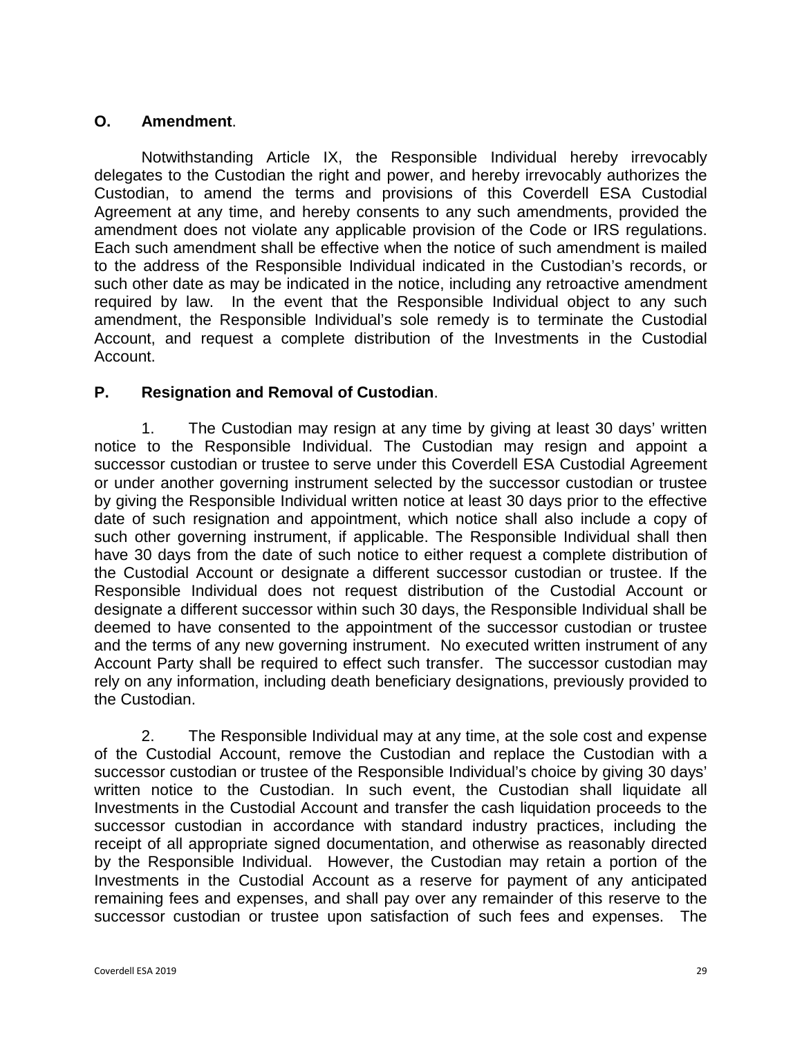**O. Amendment**.

Notwithstanding Article IX, the Responsible Individual hereby irrevocably delegates to the Custodian the right and power, and hereby irrevocably authorizes the Custodian, to amend the terms and provisions of this Coverdell ESA Custodial Agreement at any time, and hereby consents to any such amendments, provided the amendment does not violate any applicable provision of the Code or IRS regulations. Each such amendment shall be effective when the notice of such amendment is mailed to the address of the Responsible Individual indicated in the Custodian's records, or such other date as may be indicated in the notice, including any retroactive amendment required by law. In the event that the Responsible Individual object to any such amendment, the Responsible Individual's sole remedy is to terminate the Custodial Account, and request a complete distribution of the Investments in the Custodial Account.

**P. Resignation and Removal of Custodian**.

1. The Custodian may resign at any time by giving at least 30 days' written notice to the Responsible Individual. The Custodian may resign and appoint a successor custodian or trustee to serve under this Coverdell ESA Custodial Agreement or under another governing instrument selected by the successor custodian or trustee by giving the Responsible Individual written notice at least 30 days prior to the effective date of such resignation and appointment, which notice shall also include a copy of such other governing instrument, if applicable. The Responsible Individual shall then have 30 days from the date of such notice to either request a complete distribution of the Custodial Account or designate a different successor custodian or trustee. If the Responsible Individual does not request distribution of the Custodial Account or designate a different successor within such 30 days, the Responsible Individual shall be deemed to have consented to the appointment of the successor custodian or trustee and the terms of any new governing instrument. No executed written instrument of any Account Party shall be required to effect such transfer. The successor custodian may rely on any information, including death beneficiary designations, previously provided to the Custodian.

2. The Responsible Individual may at any time, at the sole cost and expense of the Custodial Account, remove the Custodian and replace the Custodian with a successor custodian or trustee of the Responsible Individual's choice by giving 30 days' written notice to the Custodian. In such event, the Custodian shall liquidate all Investments in the Custodial Account and transfer the cash liquidation proceeds to the successor custodian in accordance with standard industry practices, including the receipt of all appropriate signed documentation, and otherwise as reasonably directed by the Responsible Individual. However, the Custodian may retain a portion of the Investments in the Custodial Account as a reserve for payment of any anticipated remaining fees and expenses, and shall pay over any remainder of this reserve to the successor custodian or trustee upon satisfaction of such fees and expenses. The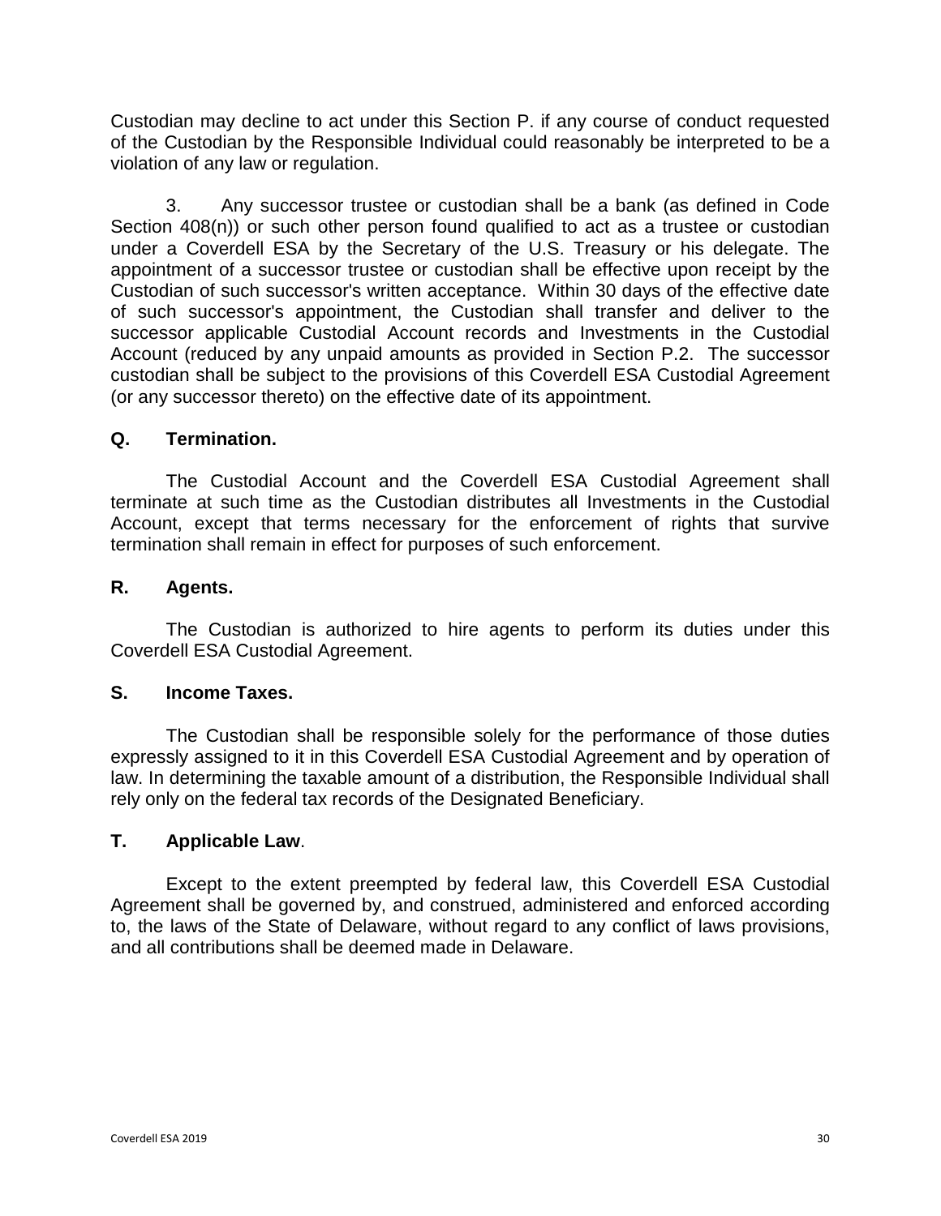Custodian may decline to act under this Section P. if any course of conduct requested of the Custodian by the Responsible Individual could reasonably be interpreted to be a violation of any law or regulation.

3. Any successor trustee or custodian shall be a bank (as defined in Code Section 408(n)) or such other person found qualified to act as a trustee or custodian under a Coverdell ESA by the Secretary of the U.S. Treasury or his delegate. The appointment of a successor trustee or custodian shall be effective upon receipt by the Custodian of such successor's written acceptance. Within 30 days of the effective date of such successor's appointment, the Custodian shall transfer and deliver to the successor applicable Custodial Account records and Investments in the Custodial Account (reduced by any unpaid amounts as provided in Section P.2. The successor custodian shall be subject to the provisions of this Coverdell ESA Custodial Agreement (or any successor thereto) on the effective date of its appointment.

### Q. Termination.

The Custodial Account and the Coverdell ESA Custodial Agreement shall terminate at such time as the Custodian distributes all Investments in the Custodial Account, except that terms necessary for the enforcement of rights that survive termination shall remain in effect for purposes of such enforcement.

### R. Agents.

The Custodian is authorized to hire agents to perform its duties under this Coverdell ESA Custodial Agreement.

### S. Income Taxes.

The Custodian shall be responsible solely for the performance of those duties expressly assigned to it in this Coverdell ESA Custodial Agreement and by operation of law. In determining the taxable amount of a distribution, the Responsible Individual shall rely only on the federal tax records of the Designated Beneficiary.

### T. Applicable Law.

Except to the extent preempted by federal law, this Coverdell ESA Custodial Agreement shall be governed by, and construed, administered and enforced according to, the laws of the State of Delaware, without regard to any conflict of laws provisions, and all contributions shall be deemed made in Delaware.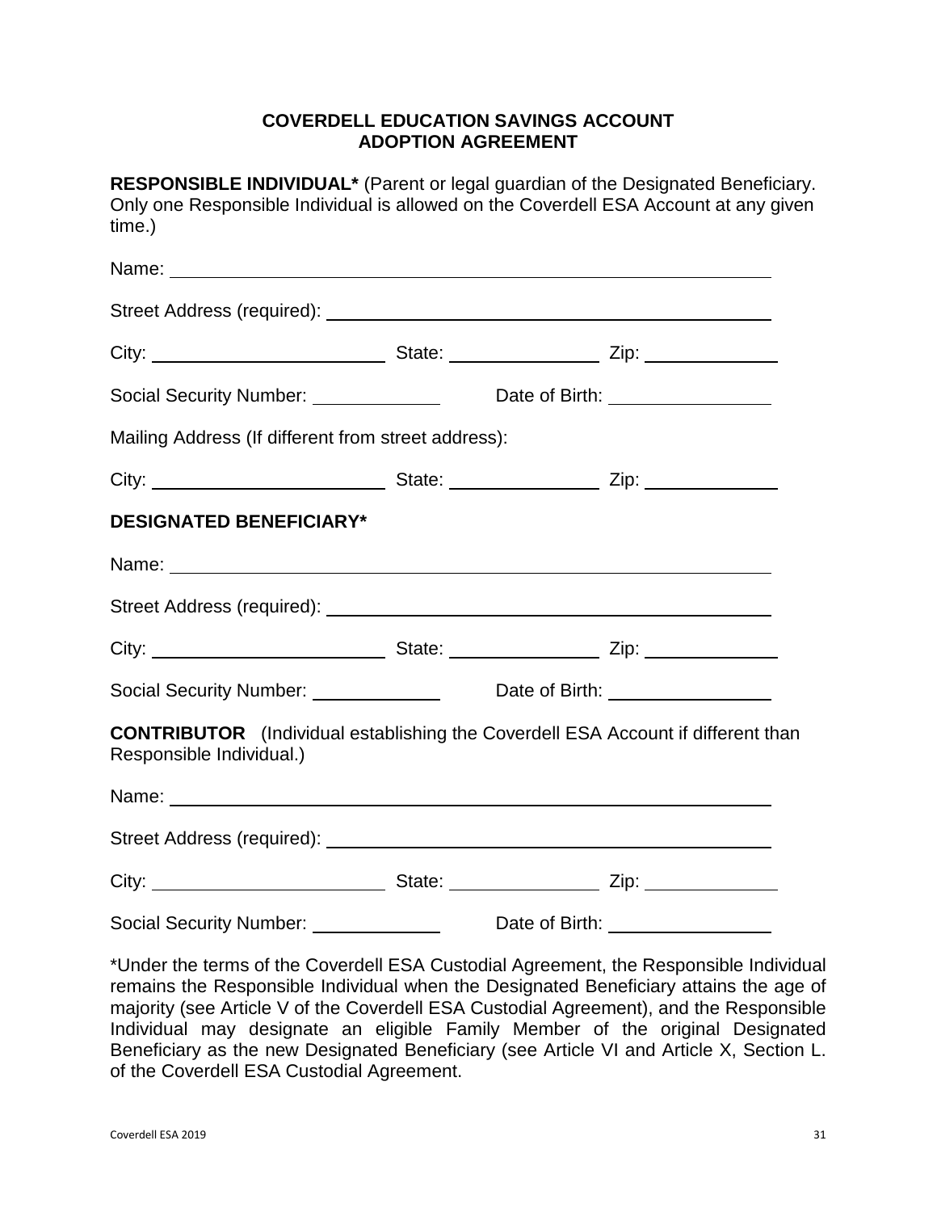# COVERDELL EDUCATION SAVINGS ACCOUNT ADOPTION AGREEMENT

**RESPONSIBLE INDIVIDUAL*** (Parent or legal guardian of the Designated Beneficiary. Only one Responsible Individual is allowed on the Coverdell ESA Account at any given time.)

Name: ______________________________________________

Street Address (required): ______________________________

City: ____________________ State: ____________ Zip: ___________

Social Security Number: ___________ Date of Birth: _____________

Mailing Address (If different from street address):

City: ____________________ State: ____________ Zip: ___________

**DESIGNATED BENEFICIARY***

Name: ______________________________________________

Street Address (required): ______________________________

City: ____________________ State: ____________ Zip: ___________

Social Security Number: ___________ Date of Birth: _____________

**CONTRIBUTOR** (Individual establishing the Coverdell ESA Account if different than Responsible Individual.)

Name: ______________________________________________

Street Address (required): ______________________________

City: ____________________ State: ____________ Zip: ___________

Social Security Number: ___________ Date of Birth: _____________

*Under the terms of the Coverdell ESA Custodial Agreement, the Responsible Individual remains the Responsible Individual when the Designated Beneficiary attains the age of majority (see Article V of the Coverdell ESA Custodial Agreement), and the Responsible Individual may designate an eligible Family Member of the original Designated Beneficiary as the new Designated Beneficiary (see Article VI and Article X, Section L. of the Coverdell ESA Custodial Agreement.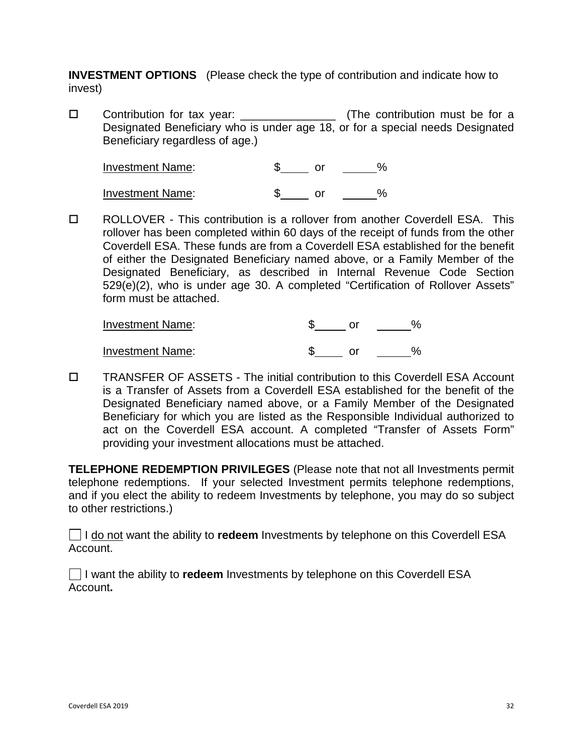**INVESTMENT OPTIONS** (Please check the type of contribution and indicate how to invest)

☐ Contribution for tax year: _______________ (The contribution must be for a Designated Beneficiary who is under age 18, or for a special needs Designated Beneficiary regardless of age.)

Investment Name: $_____ or _____%

Investment Name: $_____ or _____%

☐ ROLLOVER - This contribution is a rollover from another Coverdell ESA. This rollover has been completed within 60 days of the receipt of funds from the other Coverdell ESA. These funds are from a Coverdell ESA established for the benefit of either the Designated Beneficiary named above, or a Family Member of the Designated Beneficiary, as described in Internal Revenue Code Section 529(e)(2), who is under age 30. A completed "Certification of Rollover Assets" form must be attached.

Investment Name: $_____ or _____%

Investment Name: $_____ or _____%

☐ TRANSFER OF ASSETS - The initial contribution to this Coverdell ESA Account is a Transfer of Assets from a Coverdell ESA established for the benefit of the Designated Beneficiary named above, or a Family Member of the Designated Beneficiary for which you are listed as the Responsible Individual authorized to act on the Coverdell ESA account. A completed "Transfer of Assets Form" providing your investment allocations must be attached.

**TELEPHONE REDEMPTION PRIVILEGES** (Please note that not all Investments permit telephone redemptions. If your selected Investment permits telephone redemptions, and if you elect the ability to redeem Investments by telephone, you may do so subject to other restrictions.)

☐ I <u>do not</u> want the ability to **redeem** Investments by telephone on this Coverdell ESA Account.

☐ I want the ability to **redeem** Investments by telephone on this Coverdell ESA Account**.**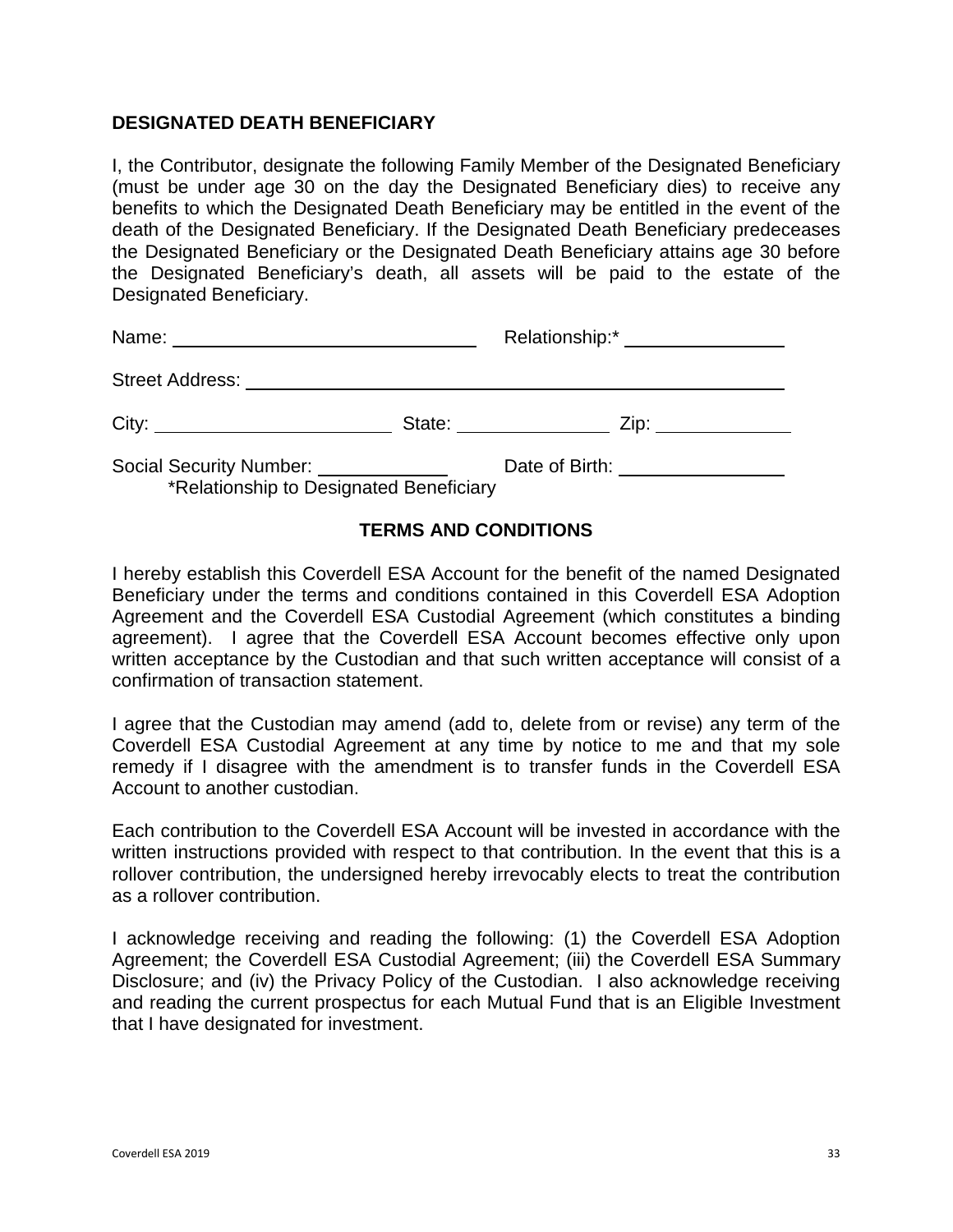## DESIGNATED DEATH BENEFICIARY

I, the Contributor, designate the following Family Member of the Designated Beneficiary (must be under age 30 on the day the Designated Beneficiary dies) to receive any benefits to which the Designated Death Beneficiary may be entitled in the event of the death of the Designated Beneficiary. If the Designated Death Beneficiary predeceases the Designated Beneficiary or the Designated Death Beneficiary attains age 30 before the Designated Beneficiary's death, all assets will be paid to the estate of the Designated Beneficiary.

Name: ______________________________ Relationship:* ________________

Street Address: ______________________________________________________

City: _______________________ State: _______________ Zip: ______________

Social Security Number: _____________ Date of Birth: _________________

*Relationship to Designated Beneficiary

## TERMS AND CONDITIONS

I hereby establish this Coverdell ESA Account for the benefit of the named Designated Beneficiary under the terms and conditions contained in this Coverdell ESA Adoption Agreement and the Coverdell ESA Custodial Agreement (which constitutes a binding agreement). I agree that the Coverdell ESA Account becomes effective only upon written acceptance by the Custodian and that such written acceptance will consist of a confirmation of transaction statement.

I agree that the Custodian may amend (add to, delete from or revise) any term of the Coverdell ESA Custodial Agreement at any time by notice to me and that my sole remedy if I disagree with the amendment is to transfer funds in the Coverdell ESA Account to another custodian.

Each contribution to the Coverdell ESA Account will be invested in accordance with the written instructions provided with respect to that contribution. In the event that this is a rollover contribution, the undersigned hereby irrevocably elects to treat the contribution as a rollover contribution.

I acknowledge receiving and reading the following: (1) the Coverdell ESA Adoption Agreement; the Coverdell ESA Custodial Agreement; (iii) the Coverdell ESA Summary Disclosure; and (iv) the Privacy Policy of the Custodian. I also acknowledge receiving and reading the current prospectus for each Mutual Fund that is an Eligible Investment that I have designated for investment.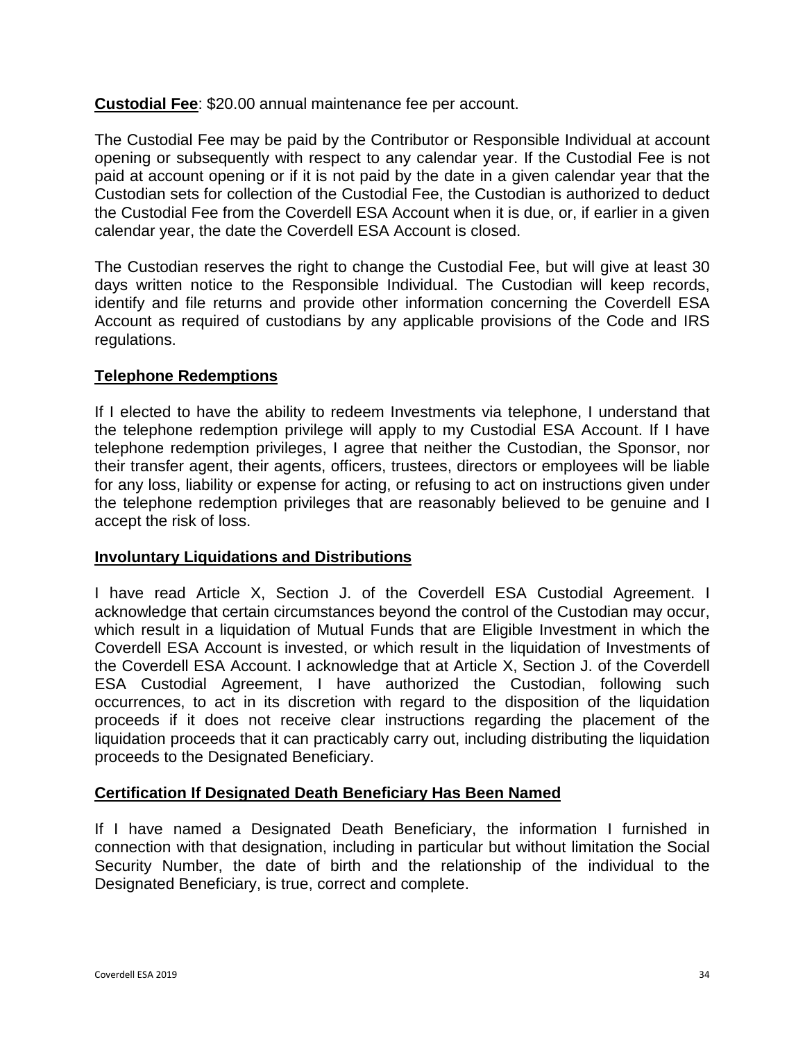**Custodial Fee**: $20.00 annual maintenance fee per account.

The Custodial Fee may be paid by the Contributor or Responsible Individual at account opening or subsequently with respect to any calendar year. If the Custodial Fee is not paid at account opening or if it is not paid by the date in a given calendar year that the Custodian sets for collection of the Custodial Fee, the Custodian is authorized to deduct the Custodial Fee from the Coverdell ESA Account when it is due, or, if earlier in a given calendar year, the date the Coverdell ESA Account is closed.

The Custodian reserves the right to change the Custodial Fee, but will give at least 30 days written notice to the Responsible Individual. The Custodian will keep records, identify and file returns and provide other information concerning the Coverdell ESA Account as required of custodians by any applicable provisions of the Code and IRS regulations.

**Telephone Redemptions**

If I elected to have the ability to redeem Investments via telephone, I understand that the telephone redemption privilege will apply to my Custodial ESA Account. If I have telephone redemption privileges, I agree that neither the Custodian, the Sponsor, nor their transfer agent, their agents, officers, trustees, directors or employees will be liable for any loss, liability or expense for acting, or refusing to act on instructions given under the telephone redemption privileges that are reasonably believed to be genuine and I accept the risk of loss.

**Involuntary Liquidations and Distributions**

I have read Article X, Section J. of the Coverdell ESA Custodial Agreement. I acknowledge that certain circumstances beyond the control of the Custodian may occur, which result in a liquidation of Mutual Funds that are Eligible Investment in which the Coverdell ESA Account is invested, or which result in the liquidation of Investments of the Coverdell ESA Account. I acknowledge that at Article X, Section J. of the Coverdell ESA Custodial Agreement, I have authorized the Custodian, following such occurrences, to act in its discretion with regard to the disposition of the liquidation proceeds if it does not receive clear instructions regarding the placement of the liquidation proceeds that it can practicably carry out, including distributing the liquidation proceeds to the Designated Beneficiary.

**Certification If Designated Death Beneficiary Has Been Named**

If I have named a Designated Death Beneficiary, the information I furnished in connection with that designation, including in particular but without limitation the Social Security Number, the date of birth and the relationship of the individual to the Designated Beneficiary, is true, correct and complete.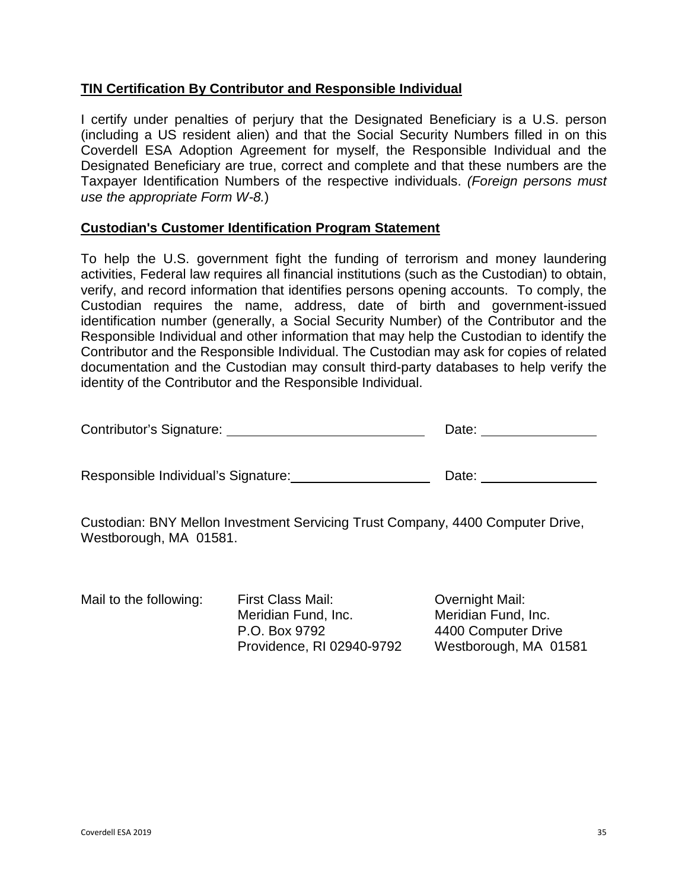**TIN Certification By Contributor and Responsible Individual**

I certify under penalties of perjury that the Designated Beneficiary is a U.S. person (including a US resident alien) and that the Social Security Numbers filled in on this Coverdell ESA Adoption Agreement for myself, the Responsible Individual and the Designated Beneficiary are true, correct and complete and that these numbers are the Taxpayer Identification Numbers of the respective individuals. *(Foreign persons must use the appropriate Form W-8.*)

**Custodian's Customer Identification Program Statement**

To help the U.S. government fight the funding of terrorism and money laundering activities, Federal law requires all financial institutions (such as the Custodian) to obtain, verify, and record information that identifies persons opening accounts. To comply, the Custodian requires the name, address, date of birth and government-issued identification number (generally, a Social Security Number) of the Contributor and the Responsible Individual and other information that may help the Custodian to identify the Contributor and the Responsible Individual. The Custodian may ask for copies of related documentation and the Custodian may consult third-party databases to help verify the identity of the Contributor and the Responsible Individual.

Contributor's Signature: ______________________________ Date: ________________

Responsible Individual's Signature: ____________________ Date: ________________

Custodian: BNY Mellon Investment Servicing Trust Company, 4400 Computer Drive, Westborough, MA 01581.

| | | |
|---|---|---|
| Mail to the following: | First Class Mail:<br>Meridian Fund, Inc.<br>P.O. Box 9792<br>Providence, RI 02940-9792 | Overnight Mail:<br>Meridian Fund, Inc.<br>4400 Computer Drive<br>Westborough, MA 01581 |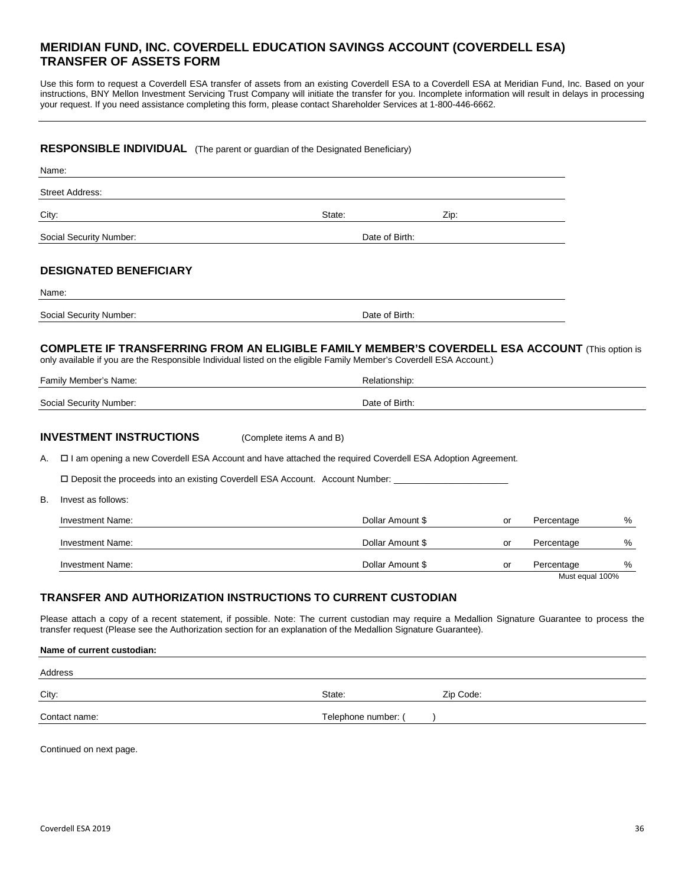# MERIDIAN FUND, INC. COVERDELL EDUCATION SAVINGS ACCOUNT (COVERDELL ESA) TRANSFER OF ASSETS FORM

Use this form to request a Coverdell ESA transfer of assets from an existing Coverdell ESA to a Coverdell ESA at Meridian Fund, Inc. Based on your instructions, BNY Mellon Investment Servicing Trust Company will initiate the transfer for you. Incomplete information will result in delays in processing your request. If you need assistance completing this form, please contact Shareholder Services at 1-800-446-6662.

## RESPONSIBLE INDIVIDUAL (The parent or guardian of the Designated Beneficiary)

Name: ______________________________

Street Address: ______________________________

City: ____________ State: ____________ Zip: ____________

Social Security Number: ____________ Date of Birth: ____________

## DESIGNATED BENEFICIARY

Name: ______________________________

Social Security Number: ____________ Date of Birth: ____________

## COMPLETE IF TRANSFERRING FROM AN ELIGIBLE FAMILY MEMBER'S COVERDELL ESA ACCOUNT (This option is only available if you are the Responsible Individual listed on the eligible Family Member's Coverdell ESA Account.)

Family Member's Name: ____________ Relationship: ____________

Social Security Number: ____________ Date of Birth: ____________

## INVESTMENT INSTRUCTIONS (Complete items A and B)

A. ☐ I am opening a new Coverdell ESA Account and have attached the required Coverdell ESA Adoption Agreement.

☐ Deposit the proceeds into an existing Coverdell ESA Account. Account Number: ______________________

B. Invest as follows:

Investment Name: ____________ Dollar Amount $ ____________ or Percentage ____ %

Investment Name: ____________ Dollar Amount $ ____________ or Percentage ____ %

Investment Name: ____________ Dollar Amount $ ____________ or Percentage ____ %

Must equal 100%

## TRANSFER AND AUTHORIZATION INSTRUCTIONS TO CURRENT CUSTODIAN

Please attach a copy of a recent statement, if possible. Note: The current custodian may require a Medallion Signature Guarantee to process the transfer request (Please see the Authorization section for an explanation of the Medallion Signature Guarantee).

**Name of current custodian:** ______________________________

Address ______________________________

City: ____________ State: ____________ Zip Code: ____________

Contact name: ____________ Telephone number: ( ) ____________

Continued on next page.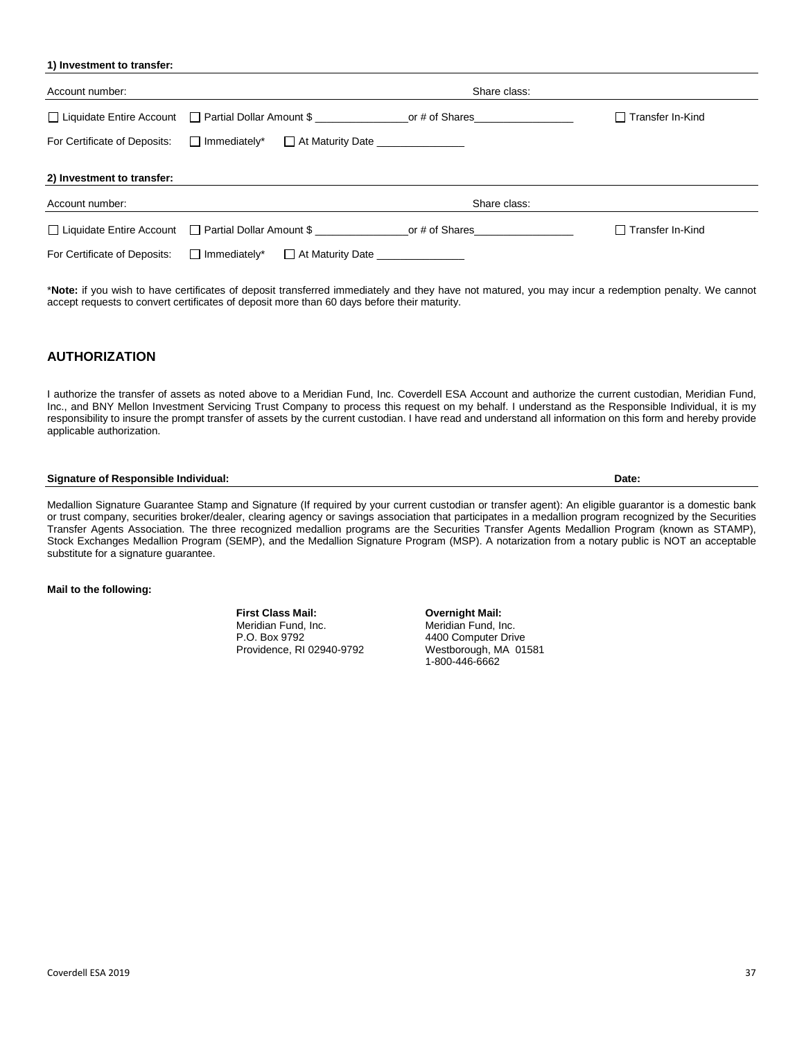**1) Investment to transfer:**

Account number: Share class:

☐ Liquidate Entire Account ☐ Partial Dollar Amount $ ________________ or # of Shares_________________ ☐ Transfer In-Kind

For Certificate of Deposits: ☐ Immediately* ☐ At Maturity Date _______________

**2) Investment to transfer:**

Account number: Share class:

☐ Liquidate Entire Account ☐ Partial Dollar Amount $ ________________ or # of Shares_________________ ☐ Transfer In-Kind

For Certificate of Deposits: ☐ Immediately* ☐ At Maturity Date _______________

\***Note:** if you wish to have certificates of deposit transferred immediately and they have not matured, you may incur a redemption penalty. We cannot accept requests to convert certificates of deposit more than 60 days before their maturity.

## AUTHORIZATION

I authorize the transfer of assets as noted above to a Meridian Fund, Inc. Coverdell ESA Account and authorize the current custodian, Meridian Fund, Inc., and BNY Mellon Investment Servicing Trust Company to process this request on my behalf. I understand as the Responsible Individual, it is my responsibility to insure the prompt transfer of assets by the current custodian. I have read and understand all information on this form and hereby provide applicable authorization.

**Signature of Responsible Individual:** **Date:**

Medallion Signature Guarantee Stamp and Signature (If required by your current custodian or transfer agent): An eligible guarantor is a domestic bank or trust company, securities broker/dealer, clearing agency or savings association that participates in a medallion program recognized by the Securities Transfer Agents Association. The three recognized medallion programs are the Securities Transfer Agents Medallion Program (known as STAMP), Stock Exchanges Medallion Program (SEMP), and the Medallion Signature Program (MSP). A notarization from a notary public is NOT an acceptable substitute for a signature guarantee.

**Mail to the following:**

**First Class Mail:**
Meridian Fund, Inc.
P.O. Box 9792
Providence, RI 02940-9792

**Overnight Mail:**
Meridian Fund, Inc.
4400 Computer Drive
Westborough, MA 01581
1-800-446-6662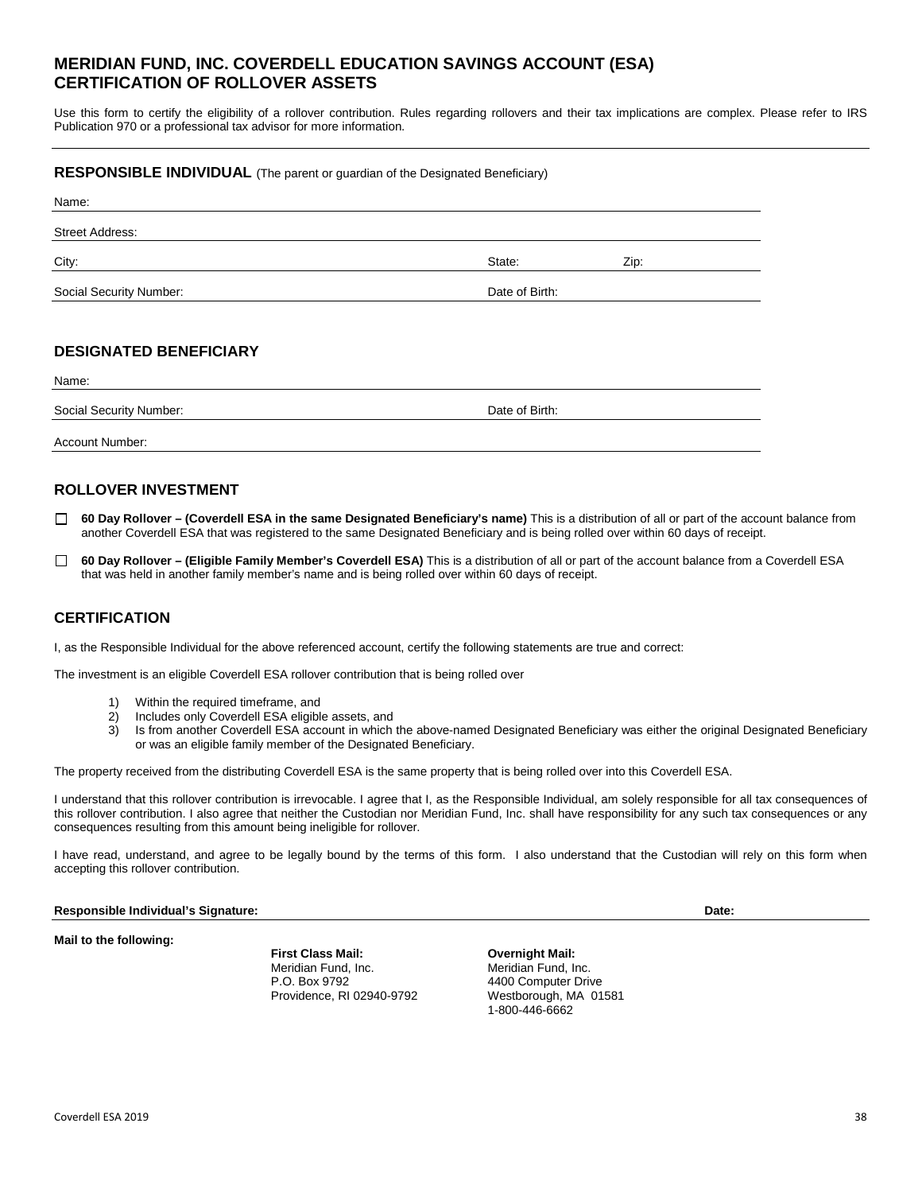# MERIDIAN FUND, INC. COVERDELL EDUCATION SAVINGS ACCOUNT (ESA) CERTIFICATION OF ROLLOVER ASSETS

Use this form to certify the eligibility of a rollover contribution. Rules regarding rollovers and their tax implications are complex. Please refer to IRS Publication 970 or a professional tax advisor for more information.

---

## RESPONSIBLE INDIVIDUAL (The parent or guardian of the Designated Beneficiary)

Name: ______________________________

Street Address: ______________________________

City: ______________ State: ______ Zip: ______

Social Security Number: ______________ Date of Birth: ______________

## DESIGNATED BENEFICIARY

Name: ______________________________

Social Security Number: ______________ Date of Birth: ______________

Account Number: ______________________________

## ROLLOVER INVESTMENT

☐ **60 Day Rollover – (Coverdell ESA in the same Designated Beneficiary's name)** This is a distribution of all or part of the account balance from another Coverdell ESA that was registered to the same Designated Beneficiary and is being rolled over within 60 days of receipt.

☐ **60 Day Rollover – (Eligible Family Member's Coverdell ESA)** This is a distribution of all or part of the account balance from a Coverdell ESA that was held in another family member's name and is being rolled over within 60 days of receipt.

## CERTIFICATION

I, as the Responsible Individual for the above referenced account, certify the following statements are true and correct:

The investment is an eligible Coverdell ESA rollover contribution that is being rolled over

1) Within the required timeframe, and
2) Includes only Coverdell ESA eligible assets, and
3) Is from another Coverdell ESA account in which the above-named Designated Beneficiary was either the original Designated Beneficiary or was an eligible family member of the Designated Beneficiary.

The property received from the distributing Coverdell ESA is the same property that is being rolled over into this Coverdell ESA.

I understand that this rollover contribution is irrevocable. I agree that I, as the Responsible Individual, am solely responsible for all tax consequences of this rollover contribution. I also agree that neither the Custodian nor Meridian Fund, Inc. shall have responsibility for any such tax consequences or any consequences resulting from this amount being ineligible for rollover.

I have read, understand, and agree to be legally bound by the terms of this form. I also understand that the Custodian will rely on this form when accepting this rollover contribution.

**Responsible Individual's Signature:** ______________________________ **Date:** ______________

**Mail to the following:**

**First Class Mail:**
Meridian Fund, Inc.
P.O. Box 9792
Providence, RI 02940-9792

**Overnight Mail:**
Meridian Fund, Inc.
4400 Computer Drive
Westborough, MA 01581
1-800-446-6662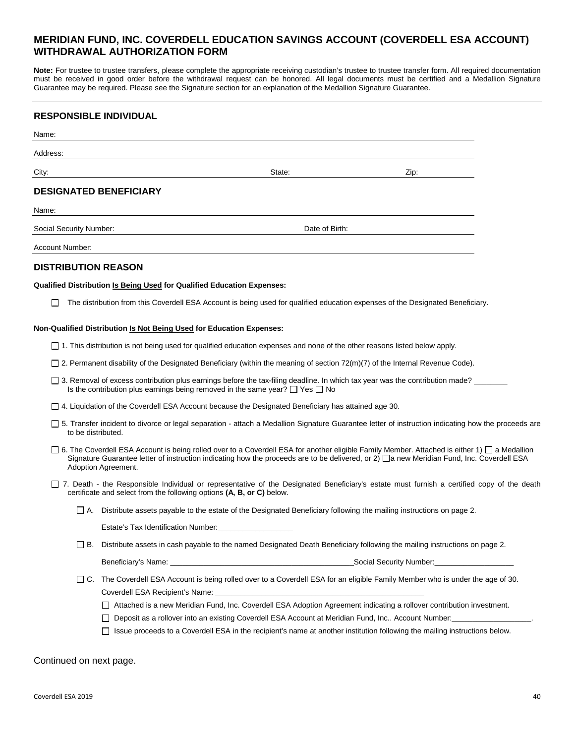# MERIDIAN FUND, INC. COVERDELL EDUCATION SAVINGS ACCOUNT (COVERDELL ESA ACCOUNT) WITHDRAWAL AUTHORIZATION FORM

**Note:** For trustee to trustee transfers, please complete the appropriate receiving custodian's trustee to trustee transfer form. All required documentation must be received in good order before the withdrawal request can be honored. All legal documents must be certified and a Medallion Signature Guarantee may be required. Please see the Signature section for an explanation of the Medallion Signature Guarantee.

## RESPONSIBLE INDIVIDUAL

Name: ______________________________

Address: ______________________________

City: ______________ State: ______________ Zip: ______________

## DESIGNATED BENEFICIARY

Name: ______________________________

Social Security Number: ______________ Date of Birth: ______________

Account Number: ______________________________

## DISTRIBUTION REASON

**Qualified Distribution Is Being Used for Qualified Education Expenses:**

☐ The distribution from this Coverdell ESA Account is being used for qualified education expenses of the Designated Beneficiary.

**Non-Qualified Distribution Is Not Being Used for Education Expenses:**

☐ 1. This distribution is not being used for qualified education expenses and none of the other reasons listed below apply.

☐ 2. Permanent disability of the Designated Beneficiary (within the meaning of section 72(m)(7) of the Internal Revenue Code).

☐ 3. Removal of excess contribution plus earnings before the tax-filing deadline. In which tax year was the contribution made? ________
Is the contribution plus earnings being removed in the same year? ☐ Yes ☐ No

☐ 4. Liquidation of the Coverdell ESA Account because the Designated Beneficiary has attained age 30.

☐ 5. Transfer incident to divorce or legal separation - attach a Medallion Signature Guarantee letter of instruction indicating how the proceeds are to be distributed.

☐ 6. The Coverdell ESA Account is being rolled over to a Coverdell ESA for another eligible Family Member. Attached is either 1) ☐ a Medallion Signature Guarantee letter of instruction indicating how the proceeds are to be delivered, or 2) ☐ a new Meridian Fund, Inc. Coverdell ESA Adoption Agreement.

☐ 7. Death - the Responsible Individual or representative of the Designated Beneficiary's estate must furnish a certified copy of the death certificate and select from the following options **(A, B, or C)** below.

☐ A. Distribute assets payable to the estate of the Designated Beneficiary following the mailing instructions on page 2.

Estate's Tax Identification Number: ______________

☐ B. Distribute assets in cash payable to the named Designated Death Beneficiary following the mailing instructions on page 2.

Beneficiary's Name: ______________________________ Social Security Number: ______________

☐ C. The Coverdell ESA Account is being rolled over to a Coverdell ESA for an eligible Family Member who is under the age of 30.

Coverdell ESA Recipient's Name: ______________________________

☐ Attached is a new Meridian Fund, Inc. Coverdell ESA Adoption Agreement indicating a rollover contribution investment.

☐ Deposit as a rollover into an existing Coverdell ESA Account at Meridian Fund, Inc.. Account Number: ______________.

☐ Issue proceeds to a Coverdell ESA in the recipient's name at another institution following the mailing instructions below.

Continued on next page.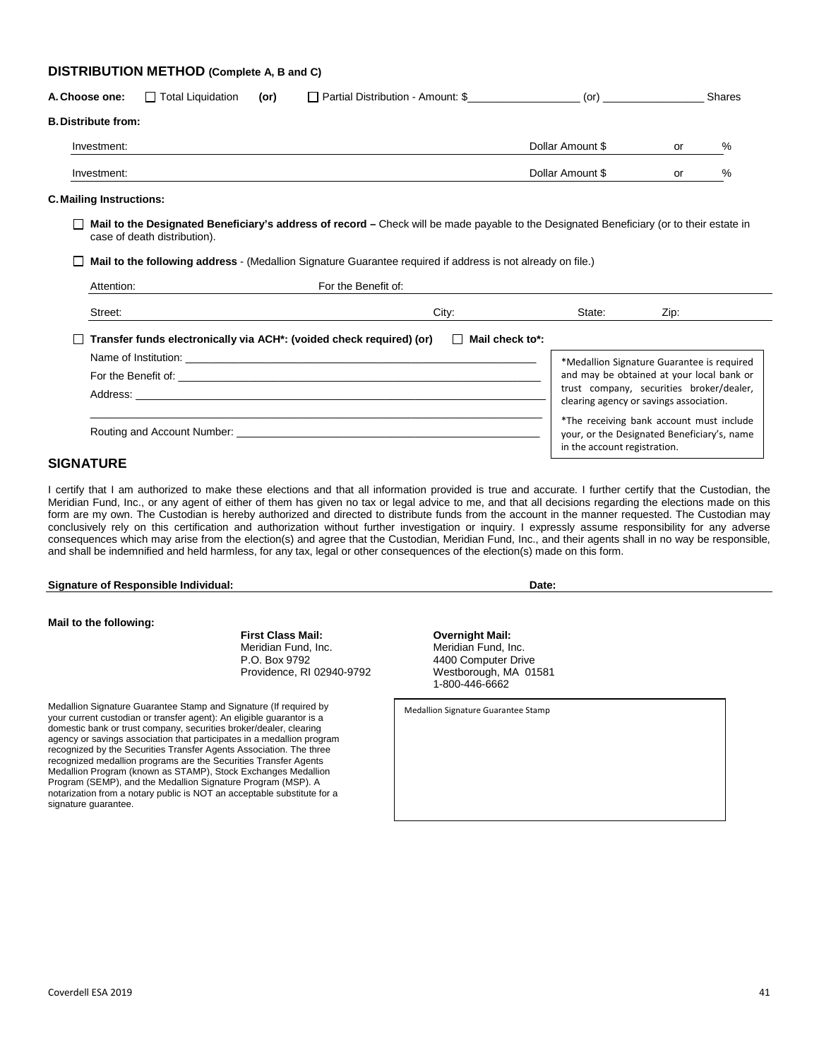## DISTRIBUTION METHOD (Complete A, B and C)

**A. Choose one:** ☐ Total Liquidation **(or)** ☐ Partial Distribution - Amount: $__________ (or) __________ Shares

**B. Distribute from:**

Investment: ______________________________ Dollar Amount $ ______ or ______ %

Investment: ______________________________ Dollar Amount $ ______ or ______ %

**C. Mailing Instructions:**

☐ **Mail to the Designated Beneficiary's address of record –** Check will be made payable to the Designated Beneficiary (or to their estate in case of death distribution).

☐ **Mail to the following address** - (Medallion Signature Guarantee required if address is not already on file.)

Attention: ______________ For the Benefit of: ______________

Street: ______________ City: ______________ State: ______ Zip: ______

☐ **Transfer funds electronically via ACH*: (voided check required) (or)** ☐ **Mail check to*:**

Name of Institution: ______________________________

For the Benefit of: ______________________________

Address: ______________________________

______________________________

Routing and Account Number: ______________________________

*Medallion Signature Guarantee is required and may be obtained at your local bank or trust company, securities broker/dealer, clearing agency or savings association.

*The receiving bank account must include your, or the Designated Beneficiary's, name in the account registration.

## SIGNATURE

I certify that I am authorized to make these elections and that all information provided is true and accurate. I further certify that the Custodian, the Meridian Fund, Inc., or any agent of either of them has given no tax or legal advice to me, and that all decisions regarding the elections made on this form are my own. The Custodian is hereby authorized and directed to distribute funds from the account in the manner requested. The Custodian may conclusively rely on this certification and authorization without further investigation or inquiry. I expressly assume responsibility for any adverse consequences which may arise from the election(s) and agree that the Custodian, Meridian Fund, Inc., and their agents shall in no way be responsible, and shall be indemnified and held harmless, for any tax, legal or other consequences of the election(s) made on this form.

**Signature of Responsible Individual:** ______________________________ **Date:** ______________

**Mail to the following:**

**First Class Mail:**
Meridian Fund, Inc.
P.O. Box 9792
Providence, RI 02940-9792

**Overnight Mail:**
Meridian Fund, Inc.
4400 Computer Drive
Westborough, MA 01581
1-800-446-6662

Medallion Signature Guarantee Stamp and Signature (If required by your current custodian or transfer agent): An eligible guarantor is a domestic bank or trust company, securities broker/dealer, clearing agency or savings association that participates in a medallion program recognized by the Securities Transfer Agents Association. The three recognized medallion programs are the Securities Transfer Agents Medallion Program (known as STAMP), Stock Exchanges Medallion Program (SEMP), and the Medallion Signature Program (MSP). A notarization from a notary public is NOT an acceptable substitute for a signature guarantee.

Medallion Signature Guarantee Stamp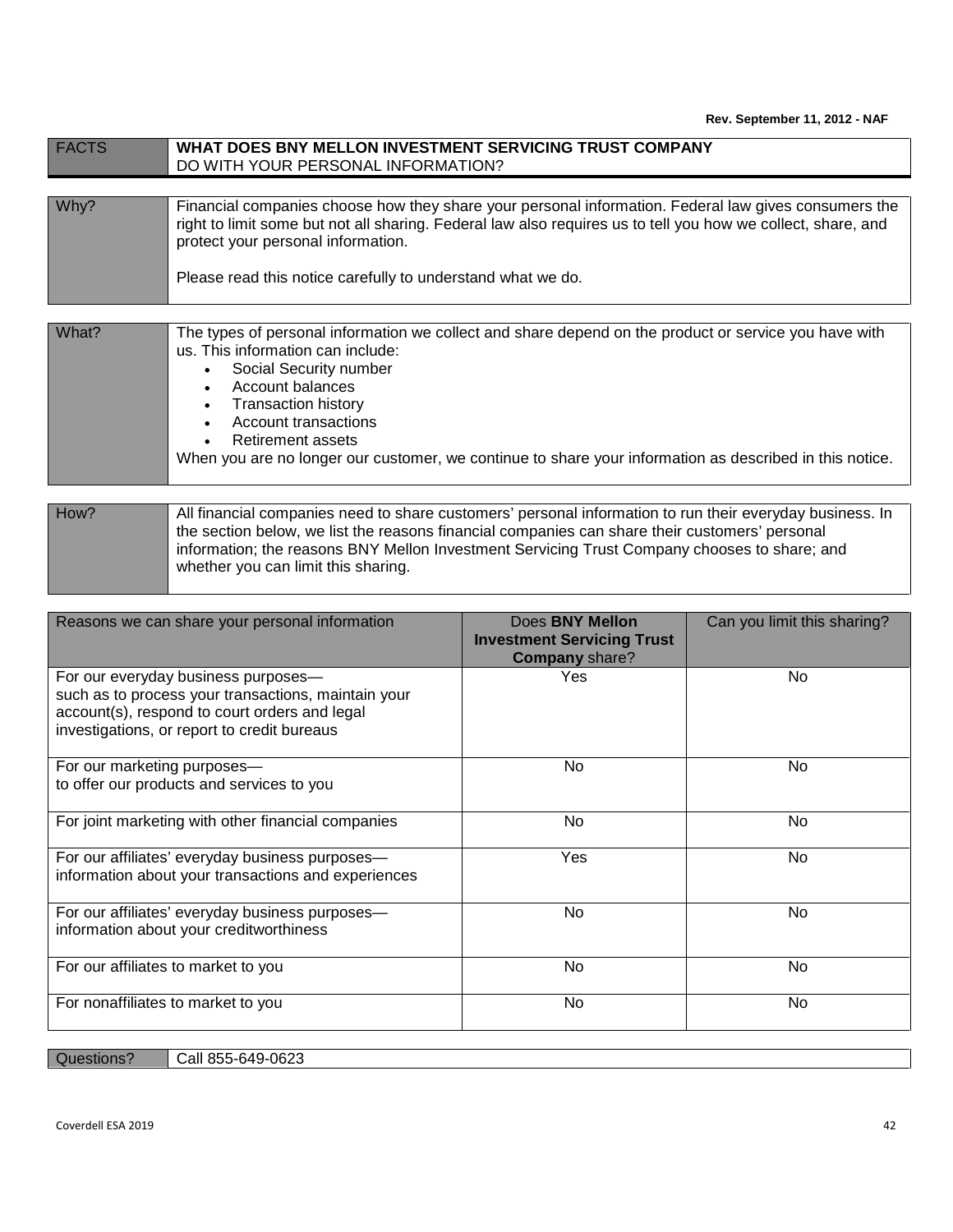Rev. September 11, 2012 - NAF

| FACTS | **WHAT DOES BNY MELLON INVESTMENT SERVICING TRUST COMPANY** DO WITH YOUR PERSONAL INFORMATION? |
|---|---|

| | |
|---|---|
| Why? | Financial companies choose how they share your personal information. Federal law gives consumers the right to limit some but not all sharing. Federal law also requires us to tell you how we collect, share, and protect your personal information.<br><br>Please read this notice carefully to understand what we do. |

| | |
|---|---|
| What? | The types of personal information we collect and share depend on the product or service you have with us. This information can include:<br>• Social Security number<br>• Account balances<br>• Transaction history<br>• Account transactions<br>• Retirement assets<br>When you are no longer our customer, we continue to share your information as described in this notice. |

| | |
|---|---|
| How? | All financial companies need to share customers' personal information to run their everyday business. In the section below, we list the reasons financial companies can share their customers' personal information; the reasons BNY Mellon Investment Servicing Trust Company chooses to share; and whether you can limit this sharing. |

| Reasons we can share your personal information | Does **BNY Mellon Investment Servicing Trust Company** share? | Can you limit this sharing? |
|---|---|---|
| For our everyday business purposes— such as to process your transactions, maintain your account(s), respond to court orders and legal investigations, or report to credit bureaus | Yes | No |
| For our marketing purposes— to offer our products and services to you | No | No |
| For joint marketing with other financial companies | No | No |
| For our affiliates' everyday business purposes— information about your transactions and experiences | Yes | No |
| For our affiliates' everyday business purposes— information about your creditworthiness | No | No |
| For our affiliates to market to you | No | No |
| For nonaffiliates to market to you | No | No |

| Questions? | Call 855-649-0623 |
|---|---|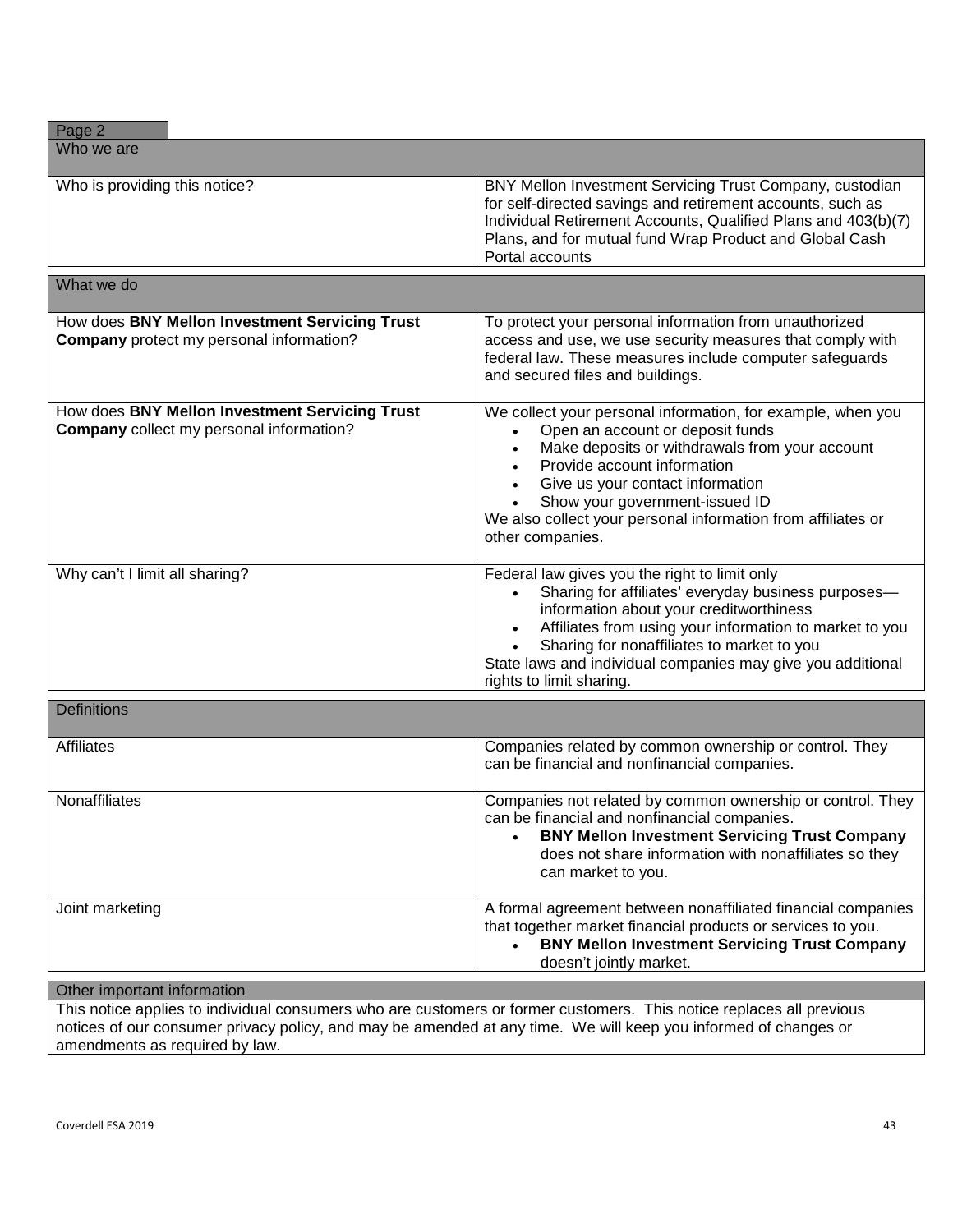Page 2

| Who we are | |
|---|---|
| Who is providing this notice? | BNY Mellon Investment Servicing Trust Company, custodian for self-directed savings and retirement accounts, such as Individual Retirement Accounts, Qualified Plans and 403(b)(7) Plans, and for mutual fund Wrap Product and Global Cash Portal accounts |

| What we do | |
|---|---|
| How does **BNY Mellon Investment Servicing Trust Company** protect my personal information? | To protect your personal information from unauthorized access and use, we use security measures that comply with federal law. These measures include computer safeguards and secured files and buildings. |
| How does **BNY Mellon Investment Servicing Trust Company** collect my personal information? | We collect your personal information, for example, when you<br>• Open an account or deposit funds<br>• Make deposits or withdrawals from your account<br>• Provide account information<br>• Give us your contact information<br>• Show your government-issued ID<br>We also collect your personal information from affiliates or other companies. |
| Why can't I limit all sharing? | Federal law gives you the right to limit only<br>• Sharing for affiliates' everyday business purposes—information about your creditworthiness<br>• Affiliates from using your information to market to you<br>• Sharing for nonaffiliates to market to you<br>State laws and individual companies may give you additional rights to limit sharing. |

| Definitions | |
|---|---|
| Affiliates | Companies related by common ownership or control. They can be financial and nonfinancial companies. |
| Nonaffiliates | Companies not related by common ownership or control. They can be financial and nonfinancial companies.<br>• **BNY Mellon Investment Servicing Trust Company** does not share information with nonaffiliates so they can market to you. |
| Joint marketing | A formal agreement between nonaffiliated financial companies that together market financial products or services to you.<br>• **BNY Mellon Investment Servicing Trust Company** doesn't jointly market. |

| Other important information |
|---|
| This notice applies to individual consumers who are customers or former customers. This notice replaces all previous notices of our consumer privacy policy, and may be amended at any time. We will keep you informed of changes or amendments as required by law. |